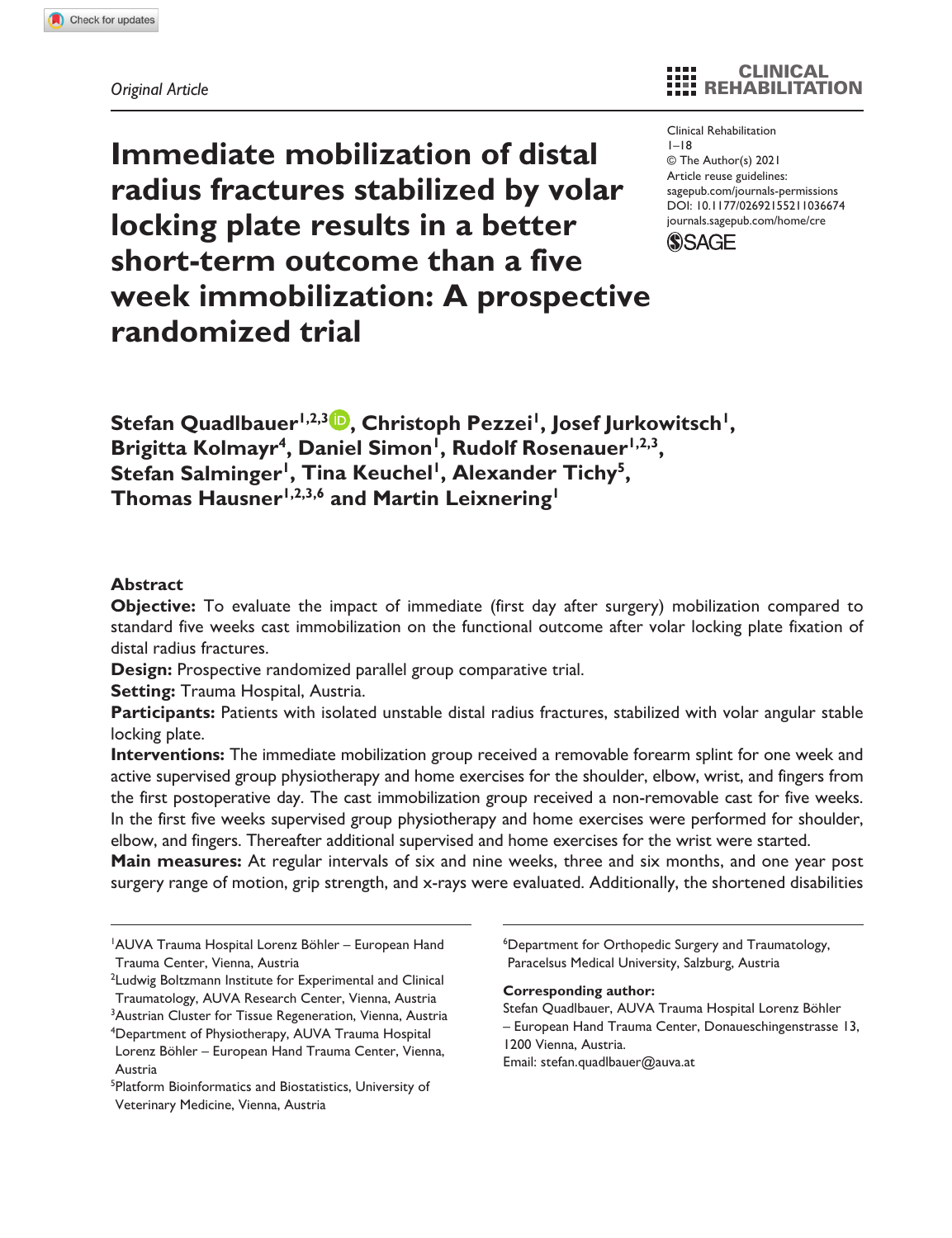*Original Article*

# Immediate mobilization of distal radius fractures stabilized by volar locking plate results in a better short-term outcome than a five week immobilization: A prospective randomized trial

Clinical Rehabilitation
1–18
© The Author(s) 2021
Article reuse guidelines:
sagepub.com/journals-permissions
DOI: 10.1177/02692155211036674
journals.sagepub.com/home/cre

**Stefan Quadlbauer[1,2,3], Christoph Pezzei[1], Josef Jurkowitsch[1], Brigitta Kolmayr[4], Daniel Simon[1], Rudolf Rosenauer[1,2,3], Stefan Salminger[1], Tina Keuchel[1], Alexander Tichy[5], Thomas Hausner[1,2,3,6] and Martin Leixnering[1]**

## Abstract

**Objective:** To evaluate the impact of immediate (first day after surgery) mobilization compared to standard five weeks cast immobilization on the functional outcome after volar locking plate fixation of distal radius fractures.

**Design:** Prospective randomized parallel group comparative trial.

**Setting:** Trauma Hospital, Austria.

**Participants:** Patients with isolated unstable distal radius fractures, stabilized with volar angular stable locking plate.

**Interventions:** The immediate mobilization group received a removable forearm splint for one week and active supervised group physiotherapy and home exercises for the shoulder, elbow, wrist, and fingers from the first postoperative day. The cast immobilization group received a non-removable cast for five weeks. In the first five weeks supervised group physiotherapy and home exercises were performed for shoulder, elbow, and fingers. Thereafter additional supervised and home exercises for the wrist were started.

**Main measures:** At regular intervals of six and nine weeks, three and six months, and one year post surgery range of motion, grip strength, and x-rays were evaluated. Additionally, the shortened disabilities

---

[1]AUVA Trauma Hospital Lorenz Böhler – European Hand Trauma Center, Vienna, Austria
[2]Ludwig Boltzmann Institute for Experimental and Clinical Traumatology, AUVA Research Center, Vienna, Austria
[3]Austrian Cluster for Tissue Regeneration, Vienna, Austria
[4]Department of Physiotherapy, AUVA Trauma Hospital Lorenz Böhler – European Hand Trauma Center, Vienna, Austria
[5]Platform Bioinformatics and Biostatistics, University of Veterinary Medicine, Vienna, Austria
[6]Department for Orthopedic Surgery and Traumatology, Paracelsus Medical University, Salzburg, Austria

**Corresponding author:**
Stefan Quadlbauer, AUVA Trauma Hospital Lorenz Böhler – European Hand Trauma Center, Donaueschingenstrasse 13, 1200 Vienna, Austria.
Email: stefan.quadlbauer@auva.at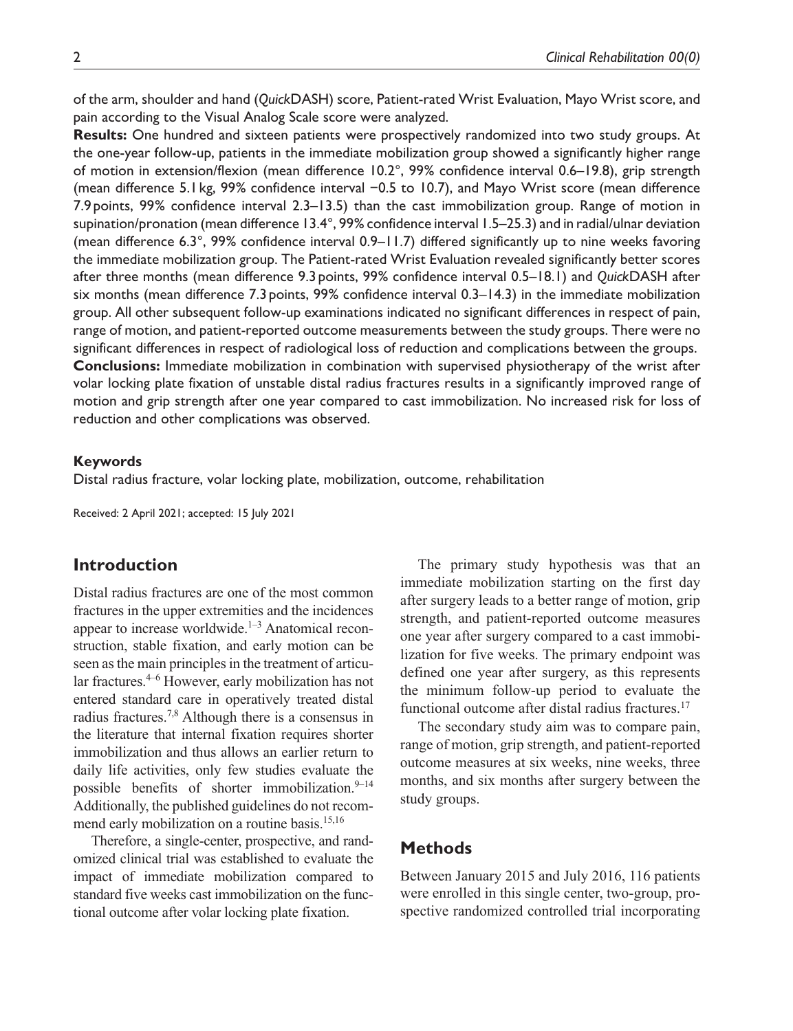of the arm, shoulder and hand (*Quick*DASH) score, Patient-rated Wrist Evaluation, Mayo Wrist score, and pain according to the Visual Analog Scale score were analyzed.

**Results:** One hundred and sixteen patients were prospectively randomized into two study groups. At the one-year follow-up, patients in the immediate mobilization group showed a significantly higher range of motion in extension/flexion (mean difference 10.2°, 99% confidence interval 0.6–19.8), grip strength (mean difference 5.1 kg, 99% confidence interval −0.5 to 10.7), and Mayo Wrist score (mean difference 7.9 points, 99% confidence interval 2.3–13.5) than the cast immobilization group. Range of motion in supination/pronation (mean difference 13.4°, 99% confidence interval 1.5–25.3) and in radial/ulnar deviation (mean difference 6.3°, 99% confidence interval 0.9–11.7) differed significantly up to nine weeks favoring the immediate mobilization group. The Patient-rated Wrist Evaluation revealed significantly better scores after three months (mean difference 9.3 points, 99% confidence interval 0.5–18.1) and *Quick*DASH after six months (mean difference 7.3 points, 99% confidence interval 0.3–14.3) in the immediate mobilization group. All other subsequent follow-up examinations indicated no significant differences in respect of pain, range of motion, and patient-reported outcome measurements between the study groups. There were no significant differences in respect of radiological loss of reduction and complications between the groups.

**Conclusions:** Immediate mobilization in combination with supervised physiotherapy of the wrist after volar locking plate fixation of unstable distal radius fractures results in a significantly improved range of motion and grip strength after one year compared to cast immobilization. No increased risk for loss of reduction and other complications was observed.

#### Keywords

Distal radius fracture, volar locking plate, mobilization, outcome, rehabilitation

Received: 2 April 2021; accepted: 15 July 2021

## Introduction

Distal radius fractures are one of the most common fractures in the upper extremities and the incidences appear to increase worldwide.[1–3] Anatomical reconstruction, stable fixation, and early motion can be seen as the main principles in the treatment of articular fractures.[4–6] However, early mobilization has not entered standard care in operatively treated distal radius fractures.[7,8] Although there is a consensus in the literature that internal fixation requires shorter immobilization and thus allows an earlier return to daily life activities, only few studies evaluate the possible benefits of shorter immobilization.[9–14] Additionally, the published guidelines do not recommend early mobilization on a routine basis.[15,16]

Therefore, a single-center, prospective, and randomized clinical trial was established to evaluate the impact of immediate mobilization compared to standard five weeks cast immobilization on the functional outcome after volar locking plate fixation.

The primary study hypothesis was that an immediate mobilization starting on the first day after surgery leads to a better range of motion, grip strength, and patient-reported outcome measures one year after surgery compared to a cast immobilization for five weeks. The primary endpoint was defined one year after surgery, as this represents the minimum follow-up period to evaluate the functional outcome after distal radius fractures.[17]

The secondary study aim was to compare pain, range of motion, grip strength, and patient-reported outcome measures at six weeks, nine weeks, three months, and six months after surgery between the study groups.

## Methods

Between January 2015 and July 2016, 116 patients were enrolled in this single center, two-group, prospective randomized controlled trial incorporating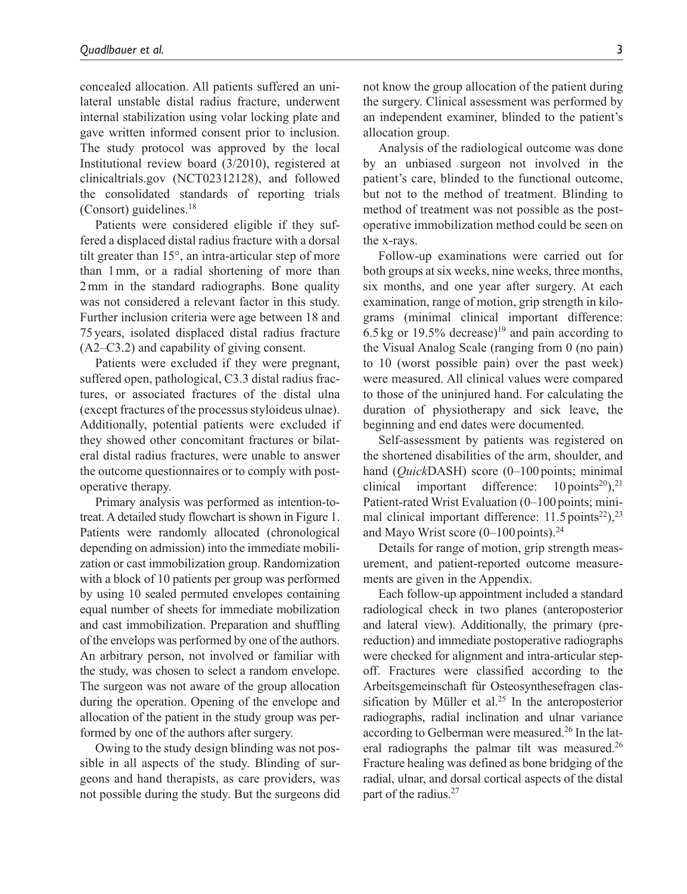concealed allocation. All patients suffered an unilateral unstable distal radius fracture, underwent internal stabilization using volar locking plate and gave written informed consent prior to inclusion. The study protocol was approved by the local Institutional review board (3/2010), registered at clinicaltrials.gov (NCT02312128), and followed the consolidated standards of reporting trials (Consort) guidelines.[18]

Patients were considered eligible if they suffered a displaced distal radius fracture with a dorsal tilt greater than 15°, an intra-articular step of more than 1 mm, or a radial shortening of more than 2 mm in the standard radiographs. Bone quality was not considered a relevant factor in this study. Further inclusion criteria were age between 18 and 75 years, isolated displaced distal radius fracture (A2–C3.2) and capability of giving consent.

Patients were excluded if they were pregnant, suffered open, pathological, C3.3 distal radius fractures, or associated fractures of the distal ulna (except fractures of the processus styloideus ulnae). Additionally, potential patients were excluded if they showed other concomitant fractures or bilateral distal radius fractures, were unable to answer the outcome questionnaires or to comply with postoperative therapy.

Primary analysis was performed as intention-to-treat. A detailed study flowchart is shown in Figure 1. Patients were randomly allocated (chronological depending on admission) into the immediate mobilization or cast immobilization group. Randomization with a block of 10 patients per group was performed by using 10 sealed permuted envelopes containing equal number of sheets for immediate mobilization and cast immobilization. Preparation and shuffling of the envelops was performed by one of the authors. An arbitrary person, not involved or familiar with the study, was chosen to select a random envelope. The surgeon was not aware of the group allocation during the operation. Opening of the envelope and allocation of the patient in the study group was performed by one of the authors after surgery.

Owing to the study design blinding was not possible in all aspects of the study. Blinding of surgeons and hand therapists, as care providers, was not possible during the study. But the surgeons did not know the group allocation of the patient during the surgery. Clinical assessment was performed by an independent examiner, blinded to the patient's allocation group.

Analysis of the radiological outcome was done by an unbiased surgeon not involved in the patient's care, blinded to the functional outcome, but not to the method of treatment. Blinding to method of treatment was not possible as the postoperative immobilization method could be seen on the x-rays.

Follow-up examinations were carried out for both groups at six weeks, nine weeks, three months, six months, and one year after surgery. At each examination, range of motion, grip strength in kilograms (minimal clinical important difference: 6.5 kg or 19.5% decrease)[19] and pain according to the Visual Analog Scale (ranging from 0 (no pain) to 10 (worst possible pain) over the past week) were measured. All clinical values were compared to those of the uninjured hand. For calculating the duration of physiotherapy and sick leave, the beginning and end dates were documented.

Self-assessment by patients was registered on the shortened disabilities of the arm, shoulder, and hand (*Quick*DASH) score (0–100 points; minimal clinical important difference: 10 points[20]),[21] Patient-rated Wrist Evaluation (0–100 points; minimal clinical important difference: 11.5 points[22]),[23] and Mayo Wrist score (0–100 points).[24]

Details for range of motion, grip strength measurement, and patient-reported outcome measurements are given in the Appendix.

Each follow-up appointment included a standard radiological check in two planes (anteroposterior and lateral view). Additionally, the primary (prereduction) and immediate postoperative radiographs were checked for alignment and intra-articular step-off. Fractures were classified according to the Arbeitsgemeinschaft für Osteosynthesefragen classification by Müller et al.[25] In the anteroposterior radiographs, radial inclination and ulnar variance according to Gelberman were measured.[26] In the lateral radiographs the palmar tilt was measured.[26] Fracture healing was defined as bone bridging of the radial, ulnar, and dorsal cortical aspects of the distal part of the radius.[27]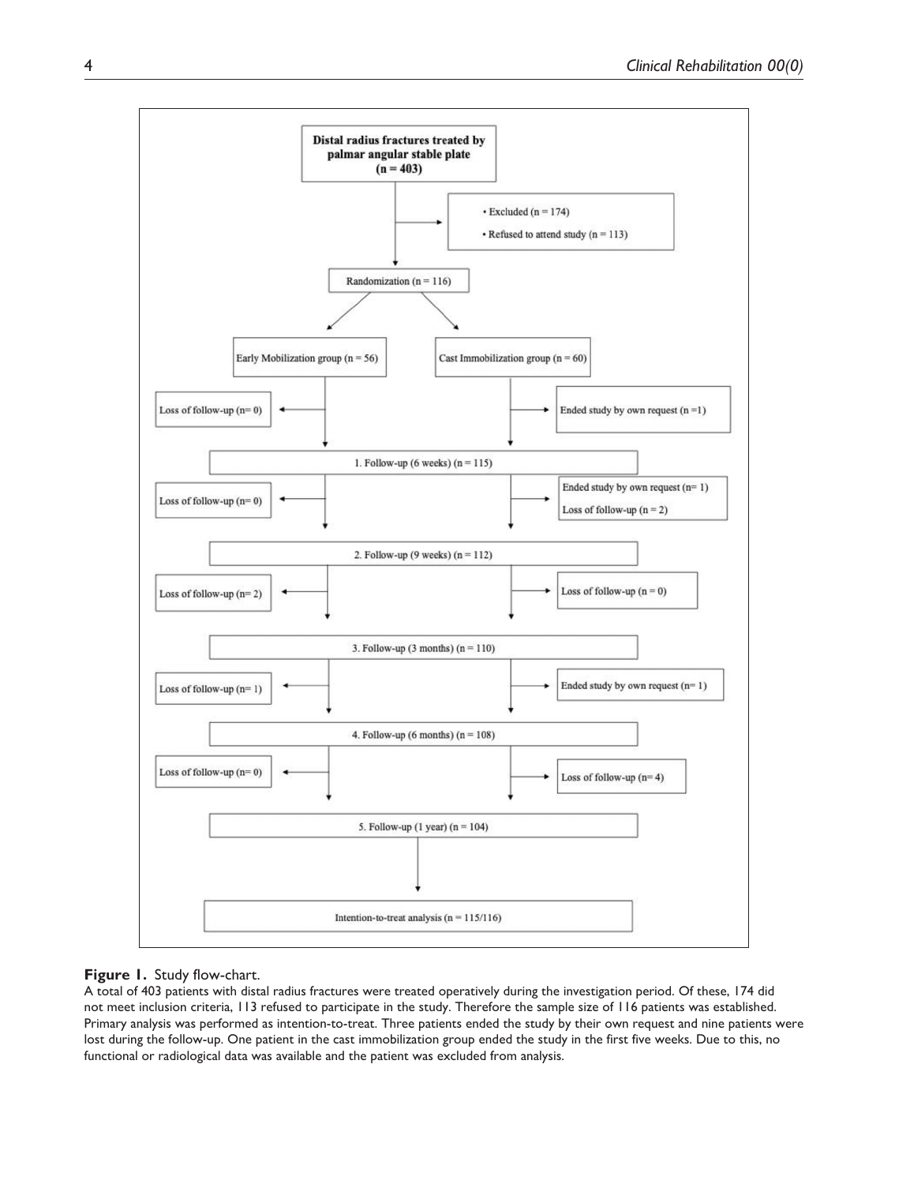Distal radius fractures treated by palmar angular stable plate (n = 403)

- Excluded (n = 174)
- Refused to attend study (n = 113)

Randomization (n = 116)

Early Mobilization group (n = 56) | Cast Immobilization group (n = 60)

Loss of follow-up (n= 0) | Ended study by own request (n =1)

1. Follow-up (6 weeks) (n = 115)

Loss of follow-up (n= 0) | Ended study by own request (n= 1); Loss of follow-up (n = 2)

2. Follow-up (9 weeks) (n = 112)

Loss of follow-up (n= 2) | Loss of follow-up (n = 0)

3. Follow-up (3 months) (n = 110)

Loss of follow-up (n= 1) | Ended study by own request (n= 1)

4. Follow-up (6 months) (n = 108)

Loss of follow-up (n= 0) | Loss of follow-up (n= 4)

5. Follow-up (1 year) (n = 104)

Intention-to-treat analysis (n = 115/116)

**Figure 1.** Study flow-chart.

A total of 403 patients with distal radius fractures were treated operatively during the investigation period. Of these, 174 did not meet inclusion criteria, 113 refused to participate in the study. Therefore the sample size of 116 patients was established. Primary analysis was performed as intention-to-treat. Three patients ended the study by their own request and nine patients were lost during the follow-up. One patient in the cast immobilization group ended the study in the first five weeks. Due to this, no functional or radiological data was available and the patient was excluded from analysis.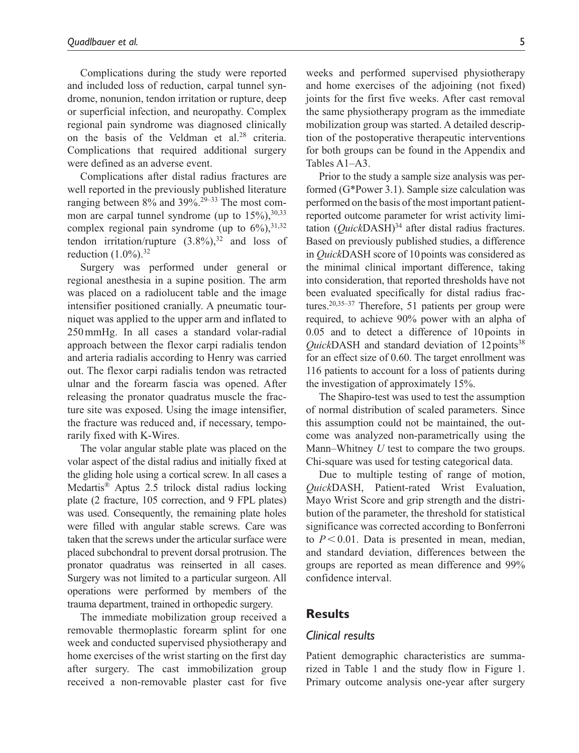Complications during the study were reported and included loss of reduction, carpal tunnel syndrome, nonunion, tendon irritation or rupture, deep or superficial infection, and neuropathy. Complex regional pain syndrome was diagnosed clinically on the basis of the Veldman et al.[28] criteria. Complications that required additional surgery were defined as an adverse event.

Complications after distal radius fractures are well reported in the previously published literature ranging between 8% and 39%.[29–33] The most common are carpal tunnel syndrome (up to 15%),[30,33] complex regional pain syndrome (up to 6%),[31,32] tendon irritation/rupture (3.8%),[32] and loss of reduction (1.0%).[32]

Surgery was performed under general or regional anesthesia in a supine position. The arm was placed on a radiolucent table and the image intensifier positioned cranially. A pneumatic tourniquet was applied to the upper arm and inflated to 250 mmHg. In all cases a standard volar-radial approach between the flexor carpi radialis tendon and arteria radialis according to Henry was carried out. The flexor carpi radialis tendon was retracted ulnar and the forearm fascia was opened. After releasing the pronator quadratus muscle the fracture site was exposed. Using the image intensifier, the fracture was reduced and, if necessary, temporarily fixed with K-Wires.

The volar angular stable plate was placed on the volar aspect of the distal radius and initially fixed at the gliding hole using a cortical screw. In all cases a Medartis® Aptus 2.5 trilock distal radius locking plate (2 fracture, 105 correction, and 9 FPL plates) was used. Consequently, the remaining plate holes were filled with angular stable screws. Care was taken that the screws under the articular surface were placed subchondral to prevent dorsal protrusion. The pronator quadratus was reinserted in all cases. Surgery was not limited to a particular surgeon. All operations were performed by members of the trauma department, trained in orthopedic surgery.

The immediate mobilization group received a removable thermoplastic forearm splint for one week and conducted supervised physiotherapy and home exercises of the wrist starting on the first day after surgery. The cast immobilization group received a non-removable plaster cast for five weeks and performed supervised physiotherapy and home exercises of the adjoining (not fixed) joints for the first five weeks. After cast removal the same physiotherapy program as the immediate mobilization group was started. A detailed description of the postoperative therapeutic interventions for both groups can be found in the Appendix and Tables A1–A3.

Prior to the study a sample size analysis was performed (G*Power 3.1). Sample size calculation was performed on the basis of the most important patient-reported outcome parameter for wrist activity limitation (*Quick*DASH)[34] after distal radius fractures. Based on previously published studies, a difference in *Quick*DASH score of 10 points was considered as the minimal clinical important difference, taking into consideration, that reported thresholds have not been evaluated specifically for distal radius fractures.[20,35–37] Therefore, 51 patients per group were required, to achieve 90% power with an alpha of 0.05 and to detect a difference of 10 points in *Quick*DASH and standard deviation of 12 points[38] for an effect size of 0.60. The target enrollment was 116 patients to account for a loss of patients during the investigation of approximately 15%.

The Shapiro-test was used to test the assumption of normal distribution of scaled parameters. Since this assumption could not be maintained, the outcome was analyzed non-parametrically using the Mann–Whitney *U* test to compare the two groups. Chi-square was used for testing categorical data.

Due to multiple testing of range of motion, *Quick*DASH, Patient-rated Wrist Evaluation, Mayo Wrist Score and grip strength and the distribution of the parameter, the threshold for statistical significance was corrected according to Bonferroni to $P < 0.01$. Data is presented in mean, median, and standard deviation, differences between the groups are reported as mean difference and 99% confidence interval.

## Results

### Clinical results

Patient demographic characteristics are summarized in Table 1 and the study flow in Figure 1. Primary outcome analysis one-year after surgery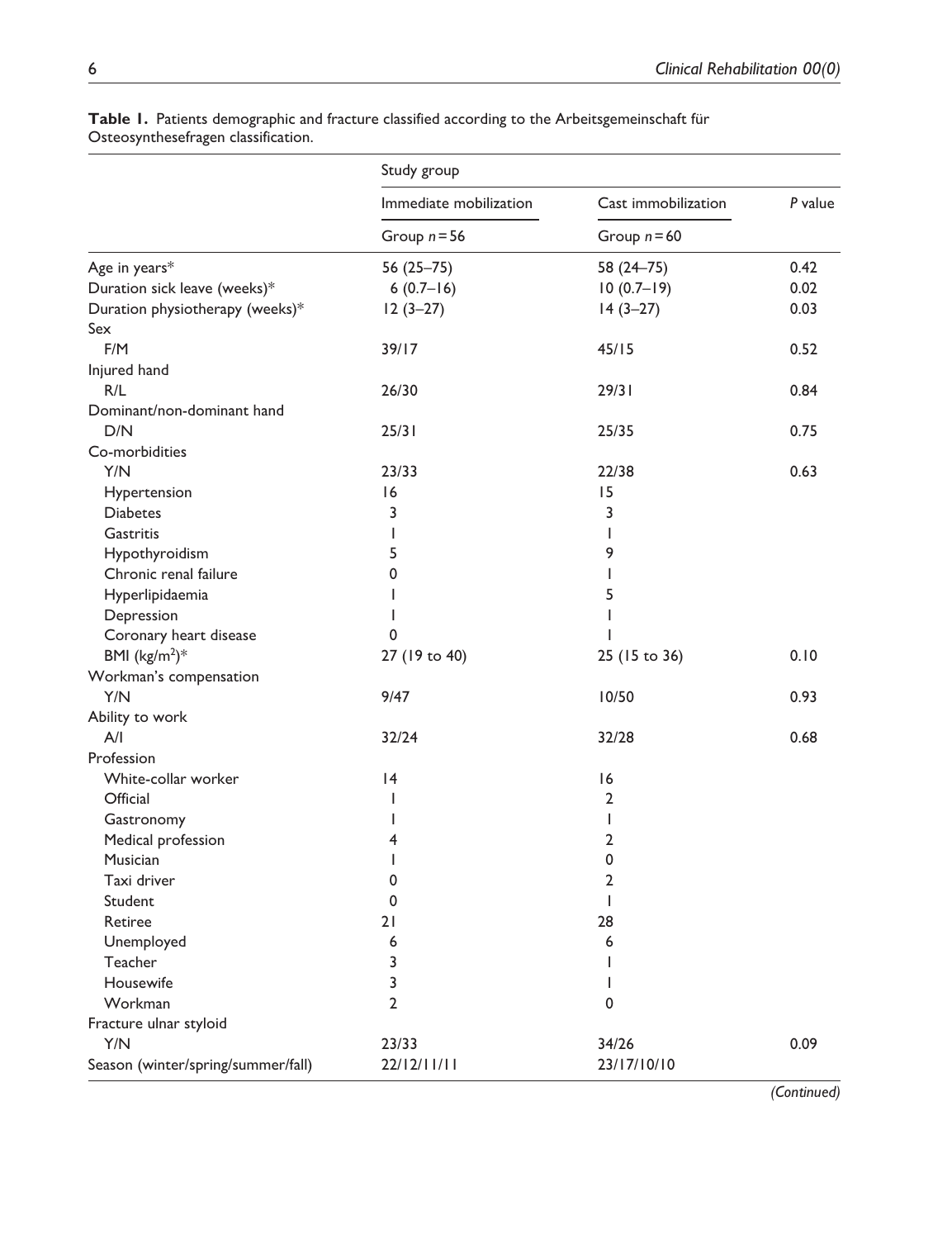**Table 1.** Patients demographic and fracture classified according to the Arbeitsgemeinschaft für Osteosynthesefragen classification.

| | Study group | | |
|---|---|---|---|
| | Immediate mobilization | Cast immobilization | *P* value |
| | Group *n* = 56 | Group *n* = 60 | |
| Age in years* | 56 (25–75) | 58 (24–75) | 0.42 |
| Duration sick leave (weeks)* | 6 (0.7–16) | 10 (0.7–19) | 0.02 |
| Duration physiotherapy (weeks)* | 12 (3–27) | 14 (3–27) | 0.03 |
| Sex | | | |
| F/M | 39/17 | 45/15 | 0.52 |
| Injured hand | | | |
| R/L | 26/30 | 29/31 | 0.84 |
| Dominant/non-dominant hand | | | |
| D/N | 25/31 | 25/35 | 0.75 |
| Co-morbidities | | | |
| Y/N | 23/33 | 22/38 | 0.63 |
| Hypertension | 16 | 15 | |
| Diabetes | 3 | 3 | |
| Gastritis | 1 | 1 | |
| Hypothyroidism | 5 | 9 | |
| Chronic renal failure | 0 | 1 | |
| Hyperlipidaemia | 1 | 5 | |
| Depression | 1 | 1 | |
| Coronary heart disease | 0 | 1 | |
| BMI ($kg/m^2$)* | 27 (19 to 40) | 25 (15 to 36) | 0.10 |
| Workman's compensation | | | |
| Y/N | 9/47 | 10/50 | 0.93 |
| Ability to work | | | |
| A/I | 32/24 | 32/28 | 0.68 |
| Profession | | | |
| White-collar worker | 14 | 16 | |
| Official | 1 | 2 | |
| Gastronomy | 1 | 1 | |
| Medical profession | 4 | 2 | |
| Musician | 1 | 0 | |
| Taxi driver | 0 | 2 | |
| Student | 0 | 1 | |
| Retiree | 21 | 28 | |
| Unemployed | 6 | 6 | |
| Teacher | 3 | 1 | |
| Housewife | 3 | 1 | |
| Workman | 2 | 0 | |
| Fracture ulnar styloid | | | |
| Y/N | 23/33 | 34/26 | 0.09 |
| Season (winter/spring/summer/fall) | 22/12/11/11 | 23/17/10/10 | |

*(Continued)*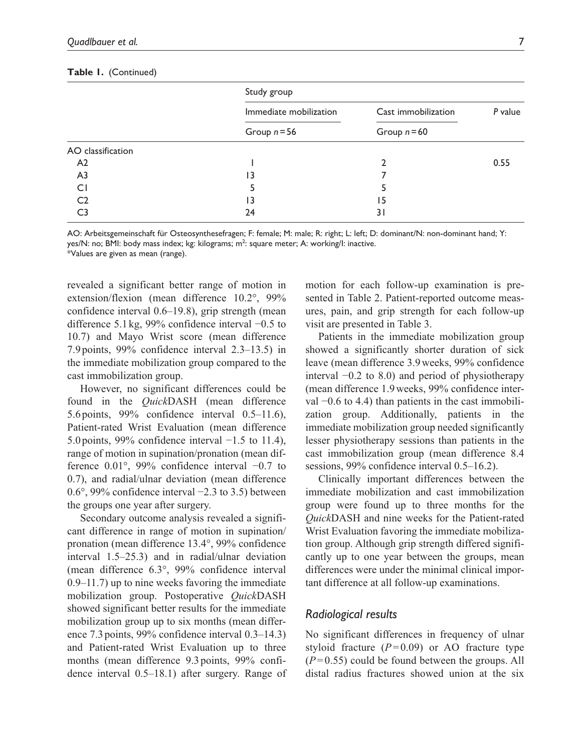**Table 1.** (Continued)

| | Study group | | |
|---|---|---|---|
| | Immediate mobilization | Cast immobilization | *P* value |
| | Group $n = 56$ | Group $n = 60$ | |
| AO classification | | | |
| A2 | 1 | 2 | 0.55 |
| A3 | 13 | 7 | |
| C1 | 5 | 5 | |
| C2 | 13 | 15 | |
| C3 | 24 | 31 | |

AO: Arbeitsgemeinschaft für Osteosynthesefragen; F: female; M: male; R: right; L: left; D: dominant/N: non-dominant hand; Y: yes/N: no; BMI: body mass index; kg: kilograms; m$^2$: square meter; A: working/I: inactive.
*Values are given as mean (range).

revealed a significant better range of motion in extension/flexion (mean difference 10.2°, 99% confidence interval 0.6–19.8), grip strength (mean difference 5.1 kg, 99% confidence interval −0.5 to 10.7) and Mayo Wrist score (mean difference 7.9 points, 99% confidence interval 2.3–13.5) in the immediate mobilization group compared to the cast immobilization group.

However, no significant differences could be found in the *Quick*DASH (mean difference 5.6 points, 99% confidence interval 0.5–11.6), Patient-rated Wrist Evaluation (mean difference 5.0 points, 99% confidence interval −1.5 to 11.4), range of motion in supination/pronation (mean difference 0.01°, 99% confidence interval −0.7 to 0.7), and radial/ulnar deviation (mean difference 0.6°, 99% confidence interval −2.3 to 3.5) between the groups one year after surgery.

Secondary outcome analysis revealed a significant difference in range of motion in supination/pronation (mean difference 13.4°, 99% confidence interval 1.5–25.3) and in radial/ulnar deviation (mean difference 6.3°, 99% confidence interval 0.9–11.7) up to nine weeks favoring the immediate mobilization group. Postoperative *Quick*DASH showed significant better results for the immediate mobilization group up to six months (mean difference 7.3 points, 99% confidence interval 0.3–14.3) and Patient-rated Wrist Evaluation up to three months (mean difference 9.3 points, 99% confidence interval 0.5–18.1) after surgery. Range of motion for each follow-up examination is presented in Table 2. Patient-reported outcome measures, pain, and grip strength for each follow-up visit are presented in Table 3.

Patients in the immediate mobilization group showed a significantly shorter duration of sick leave (mean difference 3.9 weeks, 99% confidence interval −0.2 to 8.0) and period of physiotherapy (mean difference 1.9 weeks, 99% confidence interval −0.6 to 4.4) than patients in the cast immobilization group. Additionally, patients in the immediate mobilization group needed significantly lesser physiotherapy sessions than patients in the cast immobilization group (mean difference 8.4 sessions, 99% confidence interval 0.5–16.2).

Clinically important differences between the immediate mobilization and cast immobilization group were found up to three months for the *Quick*DASH and nine weeks for the Patient-rated Wrist Evaluation favoring the immediate mobilization group. Although grip strength differed significantly up to one year between the groups, mean differences were under the minimal clinical important difference at all follow-up examinations.

### Radiological results

No significant differences in frequency of ulnar styloid fracture ($P = 0.09$) or AO fracture type ($P = 0.55$) could be found between the groups. All distal radius fractures showed union at the six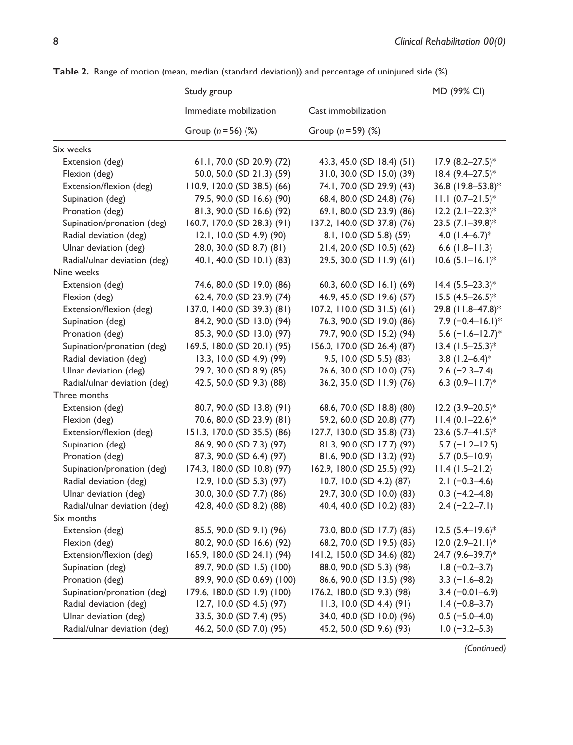**Table 2.** Range of motion (mean, median (standard deviation)) and percentage of uninjured side (%).

| | Study group | | MD (99% CI) |
|---|---|---|---|
| | Immediate mobilization | Cast immobilization | |
| | Group (*n* = 56) (%) | Group (*n* = 59) (%) | |
| Six weeks | | | |
| Extension (deg) | 61.1, 70.0 (SD 20.9) (72) | 43.3, 45.0 (SD 18.4) (51) | 17.9 (8.2–27.5)* |
| Flexion (deg) | 50.0, 50.0 (SD 21.3) (59) | 31.0, 30.0 (SD 15.0) (39) | 18.4 (9.4–27.5)* |
| Extension/flexion (deg) | 110.9, 120.0 (SD 38.5) (66) | 74.1, 70.0 (SD 29.9) (43) | 36.8 (19.8–53.8)* |
| Supination (deg) | 79.5, 90.0 (SD 16.6) (90) | 68.4, 80.0 (SD 24.8) (76) | 11.1 (0.7–21.5)* |
| Pronation (deg) | 81.3, 90.0 (SD 16.6) (92) | 69.1, 80.0 (SD 23.9) (86) | 12.2 (2.1–22.3)* |
| Supination/pronation (deg) | 160.7, 170.0 (SD 28.3) (91) | 137.2, 140.0 (SD 37.8) (76) | 23.5 (7.1–39.8)* |
| Radial deviation (deg) | 12.1, 10.0 (SD 4.9) (90) | 8.1, 10.0 (SD 5.8) (59) | 4.0 (1.4–6.7)* |
| Ulnar deviation (deg) | 28.0, 30.0 (SD 8.7) (81) | 21.4, 20.0 (SD 10.5) (62) | 6.6 (1.8–11.3) |
| Radial/ulnar deviation (deg) | 40.1, 40.0 (SD 10.1) (83) | 29.5, 30.0 (SD 11.9) (61) | 10.6 (5.1–16.1)* |
| Nine weeks | | | |
| Extension (deg) | 74.6, 80.0 (SD 19.0) (86) | 60.3, 60.0 (SD 16.1) (69) | 14.4 (5.5–23.3)* |
| Flexion (deg) | 62.4, 70.0 (SD 23.9) (74) | 46.9, 45.0 (SD 19.6) (57) | 15.5 (4.5–26.5)* |
| Extension/flexion (deg) | 137.0, 140.0 (SD 39.3) (81) | 107.2, 110.0 (SD 31.5) (61) | 29.8 (11.8–47.8)* |
| Supination (deg) | 84.2, 90.0 (SD 13.0) (94) | 76.3, 90.0 (SD 19.0) (86) | 7.9 (−0.4–16.1)* |
| Pronation (deg) | 85.3, 90.0 (SD 13.0) (97) | 79.7, 90.0 (SD 15.2) (94) | 5.6 (−1.6–12.7)* |
| Supination/pronation (deg) | 169.5, 180.0 (SD 20.1) (95) | 156.0, 170.0 (SD 26.4) (87) | 13.4 (1.5–25.3)* |
| Radial deviation (deg) | 13.3, 10.0 (SD 4.9) (99) | 9.5, 10.0 (SD 5.5) (83) | 3.8 (1.2–6.4)* |
| Ulnar deviation (deg) | 29.2, 30.0 (SD 8.9) (85) | 26.6, 30.0 (SD 10.0) (75) | 2.6 (−2.3–7.4) |
| Radial/ulnar deviation (deg) | 42.5, 50.0 (SD 9.3) (88) | 36.2, 35.0 (SD 11.9) (76) | 6.3 (0.9–11.7)* |
| Three months | | | |
| Extension (deg) | 80.7, 90.0 (SD 13.8) (91) | 68.6, 70.0 (SD 18.8) (80) | 12.2 (3.9–20.5)* |
| Flexion (deg) | 70.6, 80.0 (SD 23.9) (81) | 59.2, 60.0 (SD 20.8) (77) | 11.4 (0.1–22.6)* |
| Extension/flexion (deg) | 151.3, 170.0 (SD 35.5) (86) | 127.7, 130.0 (SD 35.8) (73) | 23.6 (5.7–41.5)* |
| Supination (deg) | 86.9, 90.0 (SD 7.3) (97) | 81.3, 90.0 (SD 17.7) (92) | 5.7 (−1.2–12.5) |
| Pronation (deg) | 87.3, 90.0 (SD 6.4) (97) | 81.6, 90.0 (SD 13.2) (92) | 5.7 (0.5–10.9) |
| Supination/pronation (deg) | 174.3, 180.0 (SD 10.8) (97) | 162.9, 180.0 (SD 25.5) (92) | 11.4 (1.5–21.2) |
| Radial deviation (deg) | 12.9, 10.0 (SD 5.3) (97) | 10.7, 10.0 (SD 4.2) (87) | 2.1 (−0.3–4.6) |
| Ulnar deviation (deg) | 30.0, 30.0 (SD 7.7) (86) | 29.7, 30.0 (SD 10.0) (83) | 0.3 (−4.2–4.8) |
| Radial/ulnar deviation (deg) | 42.8, 40.0 (SD 8.2) (88) | 40.4, 40.0 (SD 10.2) (83) | 2.4 (−2.2–7.1) |
| Six months | | | |
| Extension (deg) | 85.5, 90.0 (SD 9.1) (96) | 73.0, 80.0 (SD 17.7) (85) | 12.5 (5.4–19.6)* |
| Flexion (deg) | 80.2, 90.0 (SD 16.6) (92) | 68.2, 70.0 (SD 19.5) (85) | 12.0 (2.9–21.1)* |
| Extension/flexion (deg) | 165.9, 180.0 (SD 24.1) (94) | 141.2, 150.0 (SD 34.6) (82) | 24.7 (9.6–39.7)* |
| Supination (deg) | 89.7, 90.0 (SD 1.5) (100) | 88.0, 90.0 (SD 5.3) (98) | 1.8 (−0.2–3.7) |
| Pronation (deg) | 89.9, 90.0 (SD 0.69) (100) | 86.6, 90.0 (SD 13.5) (98) | 3.3 (−1.6–8.2) |
| Supination/pronation (deg) | 179.6, 180.0 (SD 1.9) (100) | 176.2, 180.0 (SD 9.3) (98) | 3.4 (−0.01–6.9) |
| Radial deviation (deg) | 12.7, 10.0 (SD 4.5) (97) | 11.3, 10.0 (SD 4.4) (91) | 1.4 (−0.8–3.7) |
| Ulnar deviation (deg) | 33.5, 30.0 (SD 7.4) (95) | 34.0, 40.0 (SD 10.0) (96) | 0.5 (−5.0–4.0) |
| Radial/ulnar deviation (deg) | 46.2, 50.0 (SD 7.0) (95) | 45.2, 50.0 (SD 9.6) (93) | 1.0 (−3.2–5.3) |

*(Continued)*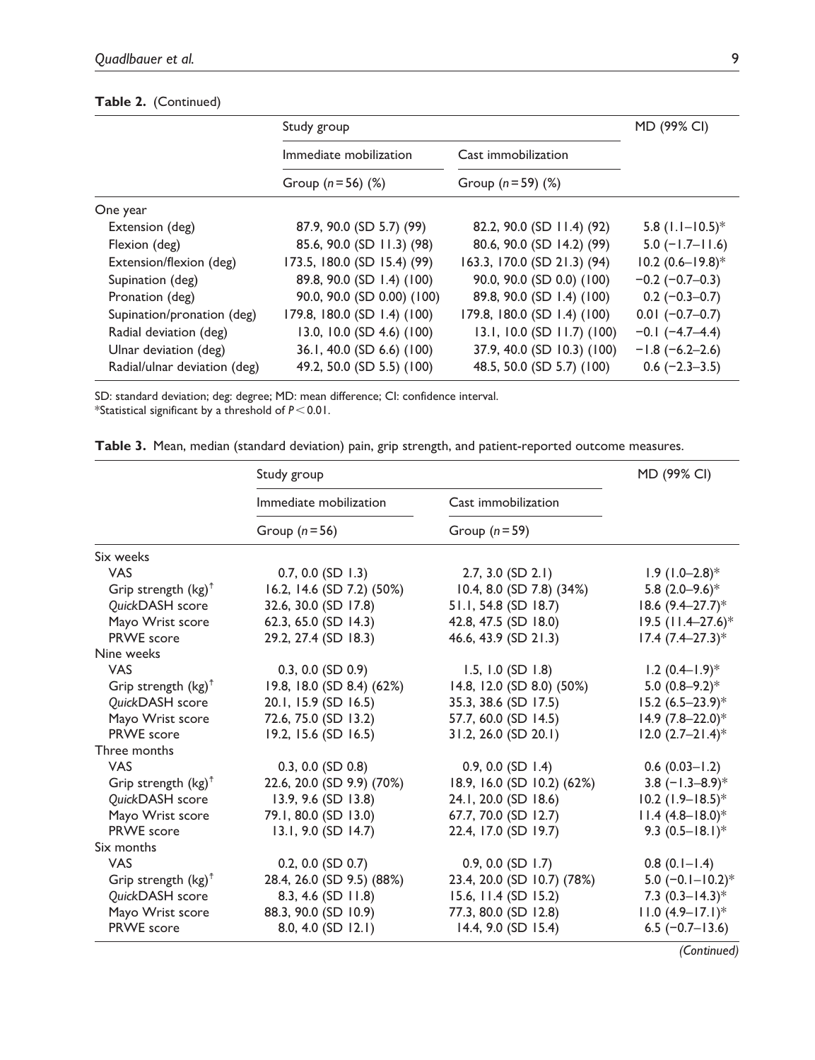**Table 2.** (Continued)

| | Study group | | MD (99% CI) |
|---|---|---|---|
| | Immediate mobilization | Cast immobilization | |
| | Group ($n$ = 56) (%) | Group ($n$ = 59) (%) | |
| One year | | | |
| Extension (deg) | 87.9, 90.0 (SD 5.7) (99) | 82.2, 90.0 (SD 11.4) (92) | 5.8 (1.1–10.5)* |
| Flexion (deg) | 85.6, 90.0 (SD 11.3) (98) | 80.6, 90.0 (SD 14.2) (99) | 5.0 (−1.7–11.6) |
| Extension/flexion (deg) | 173.5, 180.0 (SD 15.4) (99) | 163.3, 170.0 (SD 21.3) (94) | 10.2 (0.6–19.8)* |
| Supination (deg) | 89.8, 90.0 (SD 1.4) (100) | 90.0, 90.0 (SD 0.0) (100) | −0.2 (−0.7–0.3) |
| Pronation (deg) | 90.0, 90.0 (SD 0.00) (100) | 89.8, 90.0 (SD 1.4) (100) | 0.2 (−0.3–0.7) |
| Supination/pronation (deg) | 179.8, 180.0 (SD 1.4) (100) | 179.8, 180.0 (SD 1.4) (100) | 0.01 (−0.7–0.7) |
| Radial deviation (deg) | 13.0, 10.0 (SD 4.6) (100) | 13.1, 10.0 (SD 11.7) (100) | −0.1 (−4.7–4.4) |
| Ulnar deviation (deg) | 36.1, 40.0 (SD 6.6) (100) | 37.9, 40.0 (SD 10.3) (100) | −1.8 (−6.2–2.6) |
| Radial/ulnar deviation (deg) | 49.2, 50.0 (SD 5.5) (100) | 48.5, 50.0 (SD 5.7) (100) | 0.6 (−2.3–3.5) |

SD: standard deviation; deg: degree; MD: mean difference; CI: confidence interval.
*Statistical significant by a threshold of $P < 0.01$.

**Table 3.** Mean, median (standard deviation) pain, grip strength, and patient-reported outcome measures.

| | Study group | | MD (99% CI) |
|---|---|---|---|
| | Immediate mobilization | Cast immobilization | |
| | Group ($n$ = 56) | Group ($n$ = 59) | |
| Six weeks | | | |
| VAS | 0.7, 0.0 (SD 1.3) | 2.7, 3.0 (SD 2.1) | 1.9 (1.0–2.8)* |
| Grip strength (kg)[†] | 16.2, 14.6 (SD 7.2) (50%) | 10.4, 8.0 (SD 7.8) (34%) | 5.8 (2.0–9.6)* |
| *Quick*DASH score | 32.6, 30.0 (SD 17.8) | 51.1, 54.8 (SD 18.7) | 18.6 (9.4–27.7)* |
| Mayo Wrist score | 62.3, 65.0 (SD 14.3) | 42.8, 47.5 (SD 18.0) | 19.5 (11.4–27.6)* |
| PRWE score | 29.2, 27.4 (SD 18.3) | 46.6, 43.9 (SD 21.3) | 17.4 (7.4–27.3)* |
| Nine weeks | | | |
| VAS | 0.3, 0.0 (SD 0.9) | 1.5, 1.0 (SD 1.8) | 1.2 (0.4–1.9)* |
| Grip strength (kg)[†] | 19.8, 18.0 (SD 8.4) (62%) | 14.8, 12.0 (SD 8.0) (50%) | 5.0 (0.8–9.2)* |
| *Quick*DASH score | 20.1, 15.9 (SD 16.5) | 35.3, 38.6 (SD 17.5) | 15.2 (6.5–23.9)* |
| Mayo Wrist score | 72.6, 75.0 (SD 13.2) | 57.7, 60.0 (SD 14.5) | 14.9 (7.8–22.0)* |
| PRWE score | 19.2, 15.6 (SD 16.5) | 31.2, 26.0 (SD 20.1) | 12.0 (2.7–21.4)* |
| Three months | | | |
| VAS | 0.3, 0.0 (SD 0.8) | 0.9, 0.0 (SD 1.4) | 0.6 (0.03–1.2) |
| Grip strength (kg)[†] | 22.6, 20.0 (SD 9.9) (70%) | 18.9, 16.0 (SD 10.2) (62%) | 3.8 (−1.3–8.9)* |
| *Quick*DASH score | 13.9, 9.6 (SD 13.8) | 24.1, 20.0 (SD 18.6) | 10.2 (1.9–18.5)* |
| Mayo Wrist score | 79.1, 80.0 (SD 13.0) | 67.7, 70.0 (SD 12.7) | 11.4 (4.8–18.0)* |
| PRWE score | 13.1, 9.0 (SD 14.7) | 22.4, 17.0 (SD 19.7) | 9.3 (0.5–18.1)* |
| Six months | | | |
| VAS | 0.2, 0.0 (SD 0.7) | 0.9, 0.0 (SD 1.7) | 0.8 (0.1–1.4) |
| Grip strength (kg)[†] | 28.4, 26.0 (SD 9.5) (88%) | 23.4, 20.0 (SD 10.7) (78%) | 5.0 (−0.1–10.2)* |
| *Quick*DASH score | 8.3, 4.6 (SD 11.8) | 15.6, 11.4 (SD 15.2) | 7.3 (0.3–14.3)* |
| Mayo Wrist score | 88.3, 90.0 (SD 10.9) | 77.3, 80.0 (SD 12.8) | 11.0 (4.9–17.1)* |
| PRWE score | 8.0, 4.0 (SD 12.1) | 14.4, 9.0 (SD 15.4) | 6.5 (−0.7–13.6) |

*(Continued)*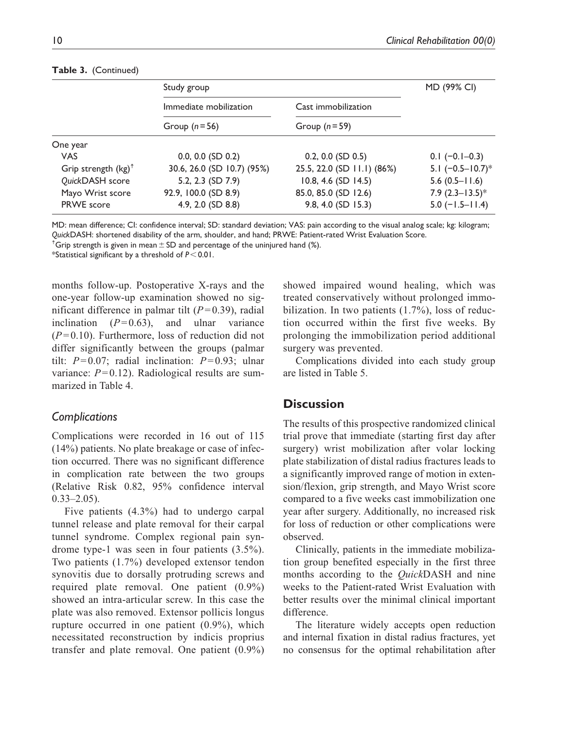**Table 3.** (Continued)

| | Study group | | MD (99% CI) |
|---|---|---|---|
| | Immediate mobilization | Cast immobilization | |
| | Group ($n=56$) | Group ($n=59$) | |
| One year | | | |
| VAS | 0.0, 0.0 (SD 0.2) | 0.2, 0.0 (SD 0.5) | 0.1 (−0.1–0.3) |
| Grip strength (kg)[†] | 30.6, 26.0 (SD 10.7) (95%) | 25.5, 22.0 (SD 11.1) (86%) | 5.1 (−0.5–10.7)* |
| *Quick*DASH score | 5.2, 2.3 (SD 7.9) | 10.8, 4.6 (SD 14.5) | 5.6 (0.5–11.6) |
| Mayo Wrist score | 92.9, 100.0 (SD 8.9) | 85.0, 85.0 (SD 12.6) | 7.9 (2.3–13.5)* |
| PRWE score | 4.9, 2.0 (SD 8.8) | 9.8, 4.0 (SD 15.3) | 5.0 (−1.5–11.4) |

MD: mean difference; CI: confidence interval; SD: standard deviation; VAS: pain according to the visual analog scale; kg: kilogram; *Quick*DASH: shortened disability of the arm, shoulder, and hand; PRWE: Patient-rated Wrist Evaluation Score.
[†]Grip strength is given in mean ± SD and percentage of the uninjured hand (%).
*Statistical significant by a threshold of $P<0.01$.

months follow-up. Postoperative X-rays and the one-year follow-up examination showed no significant difference in palmar tilt ($P=0.39$), radial inclination ($P=0.63$), and ulnar variance ($P=0.10$). Furthermore, loss of reduction did not differ significantly between the groups (palmar tilt: $P=0.07$; radial inclination: $P=0.93$; ulnar variance: $P=0.12$). Radiological results are summarized in Table 4.

### *Complications*

Complications were recorded in 16 out of 115 (14%) patients. No plate breakage or case of infection occurred. There was no significant difference in complication rate between the two groups (Relative Risk 0.82, 95% confidence interval 0.33–2.05).

Five patients (4.3%) had to undergo carpal tunnel release and plate removal for their carpal tunnel syndrome. Complex regional pain syndrome type-1 was seen in four patients (3.5%). Two patients (1.7%) developed extensor tendon synovitis due to dorsally protruding screws and required plate removal. One patient (0.9%) showed an intra-articular screw. In this case the plate was also removed. Extensor pollicis longus rupture occurred in one patient (0.9%), which necessitated reconstruction by indicis proprius transfer and plate removal. One patient (0.9%) showed impaired wound healing, which was treated conservatively without prolonged immobilization. In two patients (1.7%), loss of reduction occurred within the first five weeks. By prolonging the immobilization period additional surgery was prevented.

Complications divided into each study group are listed in Table 5.

## Discussion

The results of this prospective randomized clinical trial prove that immediate (starting first day after surgery) wrist mobilization after volar locking plate stabilization of distal radius fractures leads to a significantly improved range of motion in extension/flexion, grip strength, and Mayo Wrist score compared to a five weeks cast immobilization one year after surgery. Additionally, no increased risk for loss of reduction or other complications were observed.

Clinically, patients in the immediate mobilization group benefited especially in the first three months according to the *Quick*DASH and nine weeks to the Patient-rated Wrist Evaluation with better results over the minimal clinical important difference.

The literature widely accepts open reduction and internal fixation in distal radius fractures, yet no consensus for the optimal rehabilitation after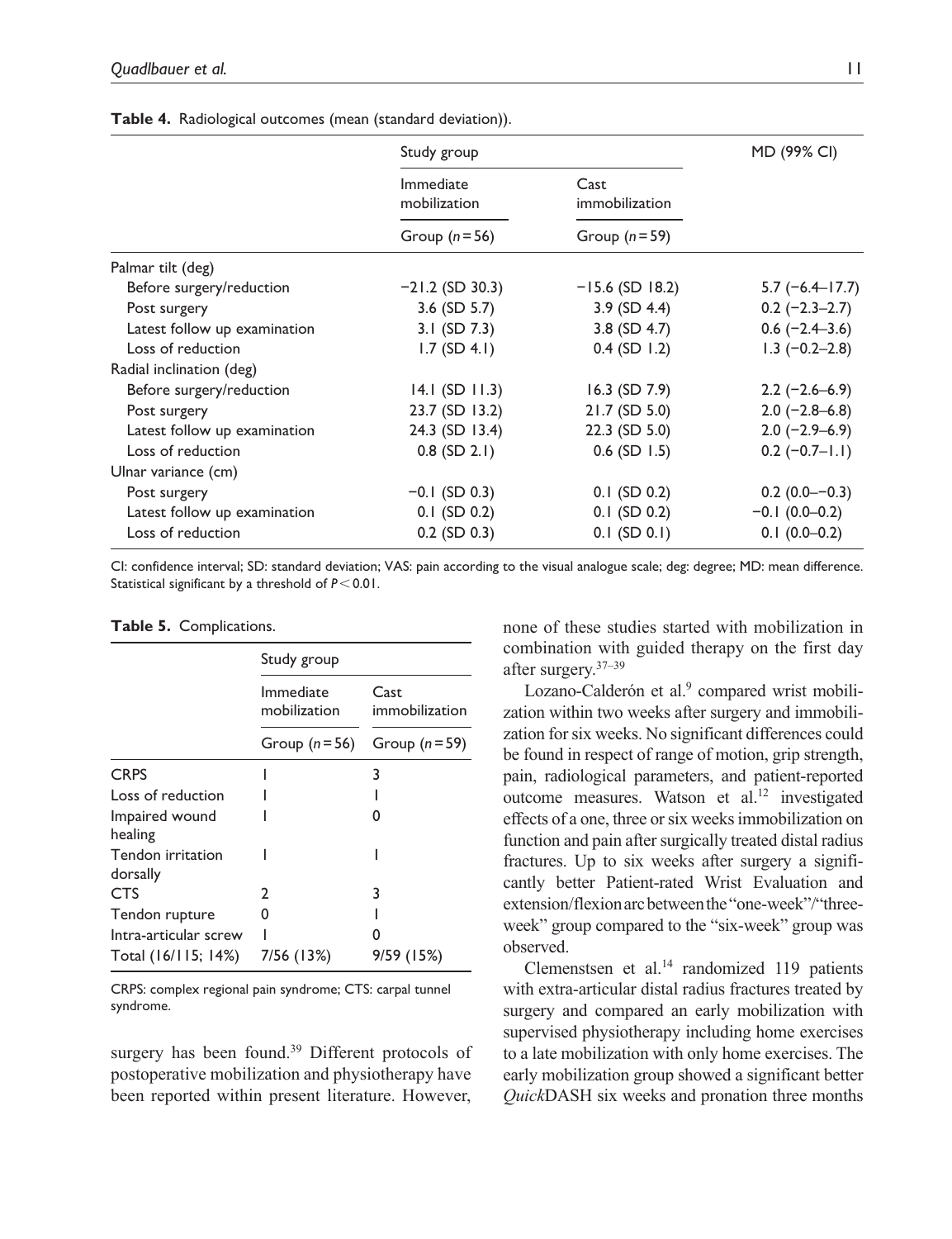**Table 4.** Radiological outcomes (mean (standard deviation)).

| | Study group | | MD (99% CI) |
|---|---|---|---|
| | Immediate mobilization | Cast immobilization | |
| | Group ($n=56$) | Group ($n=59$) | |
| Palmar tilt (deg) | | | |
| Before surgery/reduction | −21.2 (SD 30.3) | −15.6 (SD 18.2) | 5.7 (−6.4–17.7) |
| Post surgery | 3.6 (SD 5.7) | 3.9 (SD 4.4) | 0.2 (−2.3–2.7) |
| Latest follow up examination | 3.1 (SD 7.3) | 3.8 (SD 4.7) | 0.6 (−2.4–3.6) |
| Loss of reduction | 1.7 (SD 4.1) | 0.4 (SD 1.2) | 1.3 (−0.2–2.8) |
| Radial inclination (deg) | | | |
| Before surgery/reduction | 14.1 (SD 11.3) | 16.3 (SD 7.9) | 2.2 (−2.6–6.9) |
| Post surgery | 23.7 (SD 13.2) | 21.7 (SD 5.0) | 2.0 (−2.8–6.8) |
| Latest follow up examination | 24.3 (SD 13.4) | 22.3 (SD 5.0) | 2.0 (−2.9–6.9) |
| Loss of reduction | 0.8 (SD 2.1) | 0.6 (SD 1.5) | 0.2 (−0.7–1.1) |
| Ulnar variance (cm) | | | |
| Post surgery | −0.1 (SD 0.3) | 0.1 (SD 0.2) | 0.2 (0.0–−0.3) |
| Latest follow up examination | 0.1 (SD 0.2) | 0.1 (SD 0.2) | −0.1 (0.0–0.2) |
| Loss of reduction | 0.2 (SD 0.3) | 0.1 (SD 0.1) | 0.1 (0.0–0.2) |

CI: confidence interval; SD: standard deviation; VAS: pain according to the visual analogue scale; deg: degree; MD: mean difference. Statistical significant by a threshold of $P < 0.01$.

**Table 5.** Complications.

| | Study group | |
|---|---|---|
| | Immediate mobilization | Cast immobilization |
| | Group ($n=56$) | Group ($n=59$) |
| CRPS | 1 | 3 |
| Loss of reduction | 1 | 1 |
| Impaired wound healing | 1 | 0 |
| Tendon irritation dorsally | 1 | 1 |
| CTS | 2 | 3 |
| Tendon rupture | 0 | 1 |
| Intra-articular screw | 1 | 0 |
| Total (16/115; 14%) | 7/56 (13%) | 9/59 (15%) |

CRPS: complex regional pain syndrome; CTS: carpal tunnel syndrome.

surgery has been found.[39] Different protocols of postoperative mobilization and physiotherapy have been reported within present literature. However, none of these studies started with mobilization in combination with guided therapy on the first day after surgery.[37–39]

Lozano-Calderón et al.[9] compared wrist mobilization within two weeks after surgery and immobilization for six weeks. No significant differences could be found in respect of range of motion, grip strength, pain, radiological parameters, and patient-reported outcome measures. Watson et al.[12] investigated effects of a one, three or six weeks immobilization on function and pain after surgically treated distal radius fractures. Up to six weeks after surgery a significantly better Patient-rated Wrist Evaluation and extension/flexion arc between the "one-week"/"three-week" group compared to the "six-week" group was observed.

Clemenstsen et al.[14] randomized 119 patients with extra-articular distal radius fractures treated by surgery and compared an early mobilization with supervised physiotherapy including home exercises to a late mobilization with only home exercises. The early mobilization group showed a significant better *Quick*DASH six weeks and pronation three months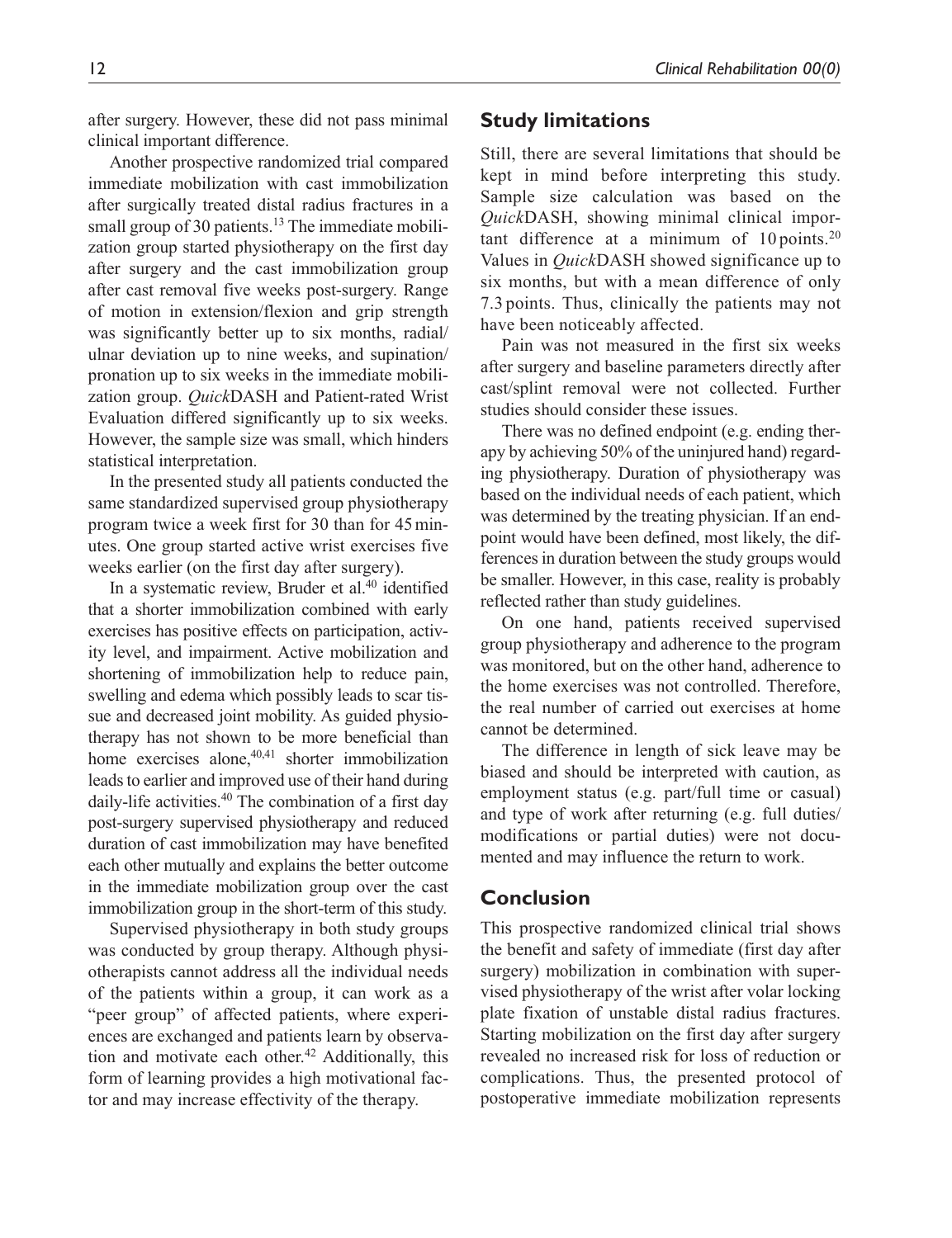after surgery. However, these did not pass minimal clinical important difference.

Another prospective randomized trial compared immediate mobilization with cast immobilization after surgically treated distal radius fractures in a small group of 30 patients.[13] The immediate mobilization group started physiotherapy on the first day after surgery and the cast immobilization group after cast removal five weeks post-surgery. Range of motion in extension/flexion and grip strength was significantly better up to six months, radial/ulnar deviation up to nine weeks, and supination/pronation up to six weeks in the immediate mobilization group. *Quick*DASH and Patient-rated Wrist Evaluation differed significantly up to six weeks. However, the sample size was small, which hinders statistical interpretation.

In the presented study all patients conducted the same standardized supervised group physiotherapy program twice a week first for 30 than for 45 minutes. One group started active wrist exercises five weeks earlier (on the first day after surgery).

In a systematic review, Bruder et al.[40] identified that a shorter immobilization combined with early exercises has positive effects on participation, activity level, and impairment. Active mobilization and shortening of immobilization help to reduce pain, swelling and edema which possibly leads to scar tissue and decreased joint mobility. As guided physiotherapy has not shown to be more beneficial than home exercises alone,[40,41] shorter immobilization leads to earlier and improved use of their hand during daily-life activities.[40] The combination of a first day post-surgery supervised physiotherapy and reduced duration of cast immobilization may have benefited each other mutually and explains the better outcome in the immediate mobilization group over the cast immobilization group in the short-term of this study.

Supervised physiotherapy in both study groups was conducted by group therapy. Although physiotherapists cannot address all the individual needs of the patients within a group, it can work as a "peer group" of affected patients, where experiences are exchanged and patients learn by observation and motivate each other.[42] Additionally, this form of learning provides a high motivational factor and may increase effectivity of the therapy.

## Study limitations

Still, there are several limitations that should be kept in mind before interpreting this study. Sample size calculation was based on the *Quick*DASH, showing minimal clinical important difference at a minimum of 10 points.[20] Values in *Quick*DASH showed significance up to six months, but with a mean difference of only 7.3 points. Thus, clinically the patients may not have been noticeably affected.

Pain was not measured in the first six weeks after surgery and baseline parameters directly after cast/splint removal were not collected. Further studies should consider these issues.

There was no defined endpoint (e.g. ending therapy by achieving 50% of the uninjured hand) regarding physiotherapy. Duration of physiotherapy was based on the individual needs of each patient, which was determined by the treating physician. If an endpoint would have been defined, most likely, the differences in duration between the study groups would be smaller. However, in this case, reality is probably reflected rather than study guidelines.

On one hand, patients received supervised group physiotherapy and adherence to the program was monitored, but on the other hand, adherence to the home exercises was not controlled. Therefore, the real number of carried out exercises at home cannot be determined.

The difference in length of sick leave may be biased and should be interpreted with caution, as employment status (e.g. part/full time or casual) and type of work after returning (e.g. full duties/modifications or partial duties) were not documented and may influence the return to work.

## Conclusion

This prospective randomized clinical trial shows the benefit and safety of immediate (first day after surgery) mobilization in combination with supervised physiotherapy of the wrist after volar locking plate fixation of unstable distal radius fractures. Starting mobilization on the first day after surgery revealed no increased risk for loss of reduction or complications. Thus, the presented protocol of postoperative immediate mobilization represents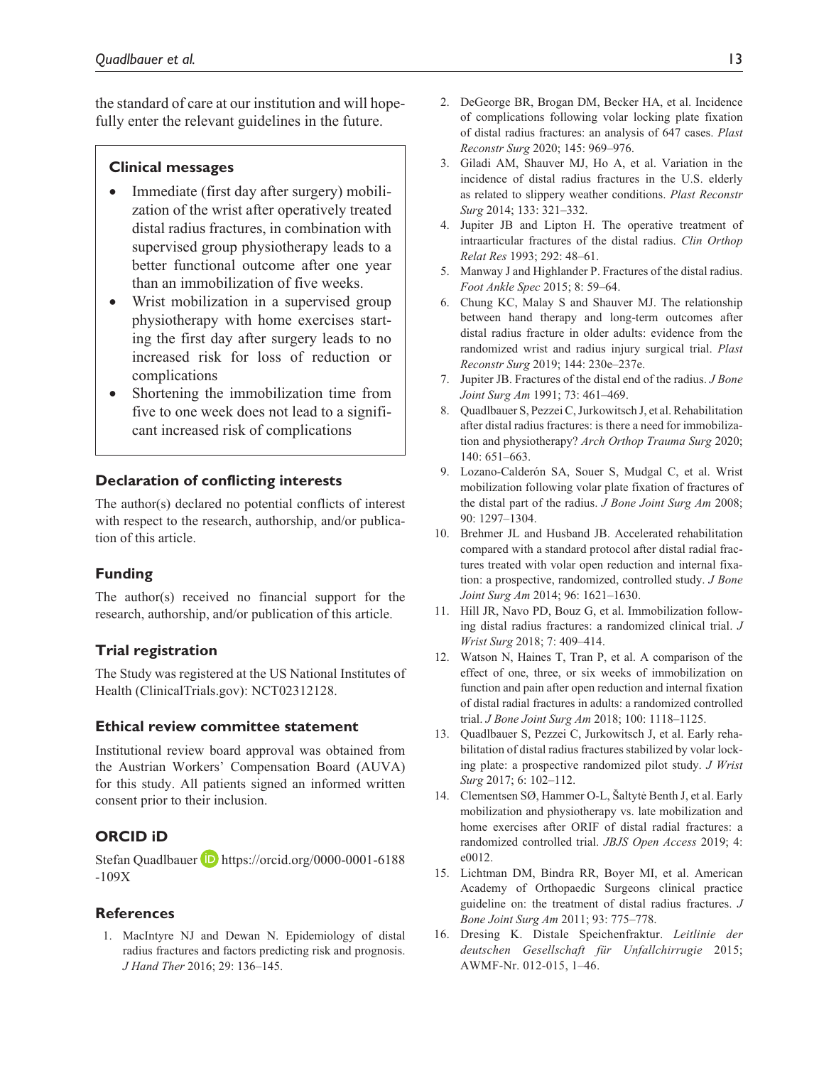the standard of care at our institution and will hopefully enter the relevant guidelines in the future.

> **Clinical messages**
>
> - Immediate (first day after surgery) mobilization of the wrist after operatively treated distal radius fractures, in combination with supervised group physiotherapy leads to a better functional outcome after one year than an immobilization of five weeks.
> - Wrist mobilization in a supervised group physiotherapy with home exercises starting the first day after surgery leads to no increased risk for loss of reduction or complications
> - Shortening the immobilization time from five to one week does not lead to a significant increased risk of complications

## Declaration of conflicting interests

The author(s) declared no potential conflicts of interest with respect to the research, authorship, and/or publication of this article.

## Funding

The author(s) received no financial support for the research, authorship, and/or publication of this article.

## Trial registration

The Study was registered at the US National Institutes of Health (ClinicalTrials.gov): NCT02312128.

## Ethical review committee statement

Institutional review board approval was obtained from the Austrian Workers' Compensation Board (AUVA) for this study. All patients signed an informed written consent prior to their inclusion.

## ORCID iD

Stefan Quadlbauer https://orcid.org/0000-0001-6188-109X

## References

1. MacIntyre NJ and Dewan N. Epidemiology of distal radius fractures and factors predicting risk and prognosis. *J Hand Ther* 2016; 29: 136–145.
2. DeGeorge BR, Brogan DM, Becker HA, et al. Incidence of complications following volar locking plate fixation of distal radius fractures: an analysis of 647 cases. *Plast Reconstr Surg* 2020; 145: 969–976.
3. Giladi AM, Shauver MJ, Ho A, et al. Variation in the incidence of distal radius fractures in the U.S. elderly as related to slippery weather conditions. *Plast Reconstr Surg* 2014; 133: 321–332.
4. Jupiter JB and Lipton H. The operative treatment of intraarticular fractures of the distal radius. *Clin Orthop Relat Res* 1993; 292: 48–61.
5. Manway J and Highlander P. Fractures of the distal radius. *Foot Ankle Spec* 2015; 8: 59–64.
6. Chung KC, Malay S and Shauver MJ. The relationship between hand therapy and long-term outcomes after distal radius fracture in older adults: evidence from the randomized wrist and radius injury surgical trial. *Plast Reconstr Surg* 2019; 144: 230e–237e.
7. Jupiter JB. Fractures of the distal end of the radius. *J Bone Joint Surg Am* 1991; 73: 461–469.
8. Quadlbauer S, Pezzei C, Jurkowitsch J, et al. Rehabilitation after distal radius fractures: is there a need for immobilization and physiotherapy? *Arch Orthop Trauma Surg* 2020; 140: 651–663.
9. Lozano-Calderón SA, Souer S, Mudgal C, et al. Wrist mobilization following volar plate fixation of fractures of the distal part of the radius. *J Bone Joint Surg Am* 2008; 90: 1297–1304.
10. Brehmer JL and Husband JB. Accelerated rehabilitation compared with a standard protocol after distal radial fractures treated with volar open reduction and internal fixation: a prospective, randomized, controlled study. *J Bone Joint Surg Am* 2014; 96: 1621–1630.
11. Hill JR, Navo PD, Bouz G, et al. Immobilization following distal radius fractures: a randomized clinical trial. *J Wrist Surg* 2018; 7: 409–414.
12. Watson N, Haines T, Tran P, et al. A comparison of the effect of one, three, or six weeks of immobilization on function and pain after open reduction and internal fixation of distal radial fractures in adults: a randomized controlled trial. *J Bone Joint Surg Am* 2018; 100: 1118–1125.
13. Quadlbauer S, Pezzei C, Jurkowitsch J, et al. Early rehabilitation of distal radius fractures stabilized by volar locking plate: a prospective randomized pilot study. *J Wrist Surg* 2017; 6: 102–112.
14. Clementsen SØ, Hammer O-L, Šaltytė Benth J, et al. Early mobilization and physiotherapy vs. late mobilization and home exercises after ORIF of distal radial fractures: a randomized controlled trial. *JBJS Open Access* 2019; 4: e0012.
15. Lichtman DM, Bindra RR, Boyer MI, et al. American Academy of Orthopaedic Surgeons clinical practice guideline on: the treatment of distal radius fractures. *J Bone Joint Surg Am* 2011; 93: 775–778.
16. Dresing K. Distale Speichenfraktur. *Leitlinie der deutschen Gesellschaft für Unfallchirrugie* 2015; AWMF-Nr. 012-015, 1–46.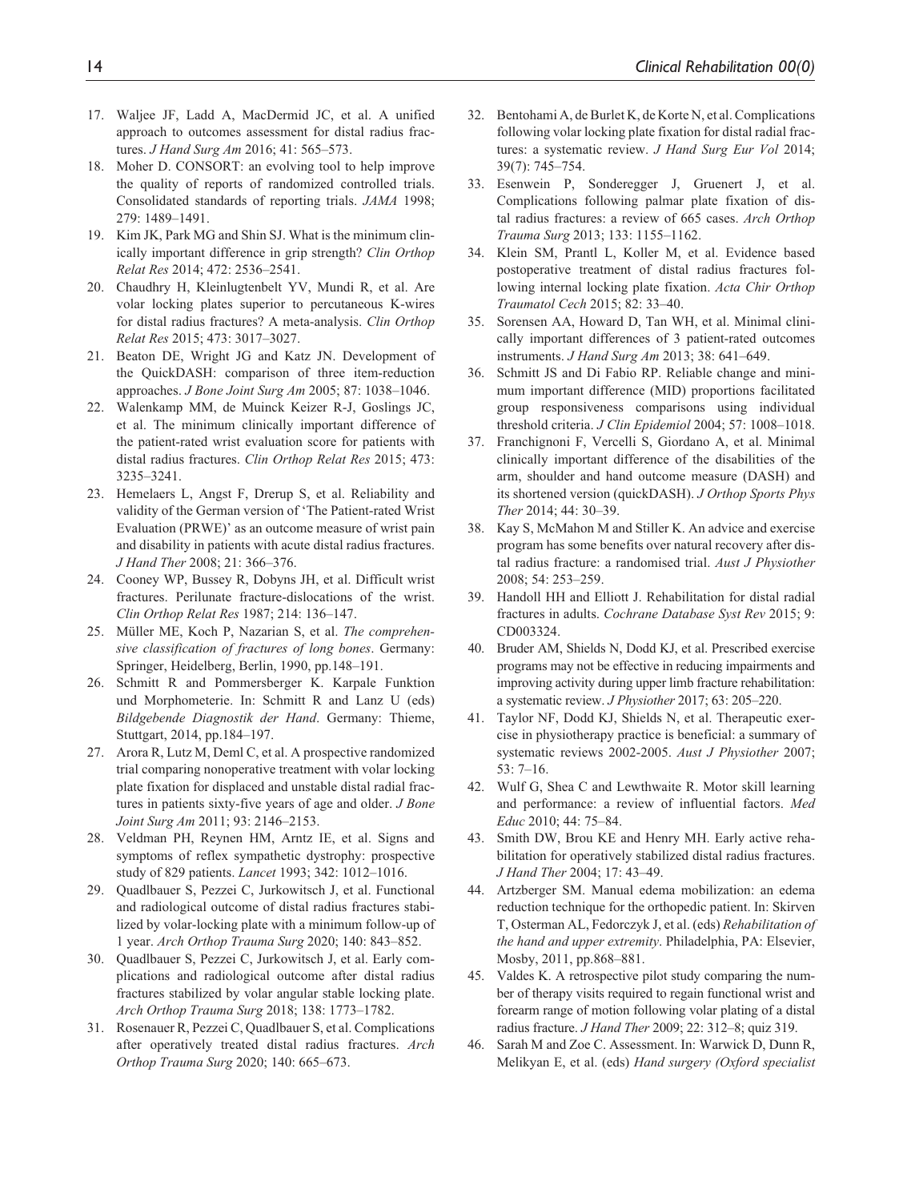17. Waljee JF, Ladd A, MacDermid JC, et al. A unified approach to outcomes assessment for distal radius fractures. *J Hand Surg Am* 2016; 41: 565–573.
18. Moher D. CONSORT: an evolving tool to help improve the quality of reports of randomized controlled trials. Consolidated standards of reporting trials. *JAMA* 1998; 279: 1489–1491.
19. Kim JK, Park MG and Shin SJ. What is the minimum clinically important difference in grip strength? *Clin Orthop Relat Res* 2014; 472: 2536–2541.
20. Chaudhry H, Kleinlugtenbelt YV, Mundi R, et al. Are volar locking plates superior to percutaneous K-wires for distal radius fractures? A meta-analysis. *Clin Orthop Relat Res* 2015; 473: 3017–3027.
21. Beaton DE, Wright JG and Katz JN. Development of the QuickDASH: comparison of three item-reduction approaches. *J Bone Joint Surg Am* 2005; 87: 1038–1046.
22. Walenkamp MM, de Muinck Keizer R-J, Goslings JC, et al. The minimum clinically important difference of the patient-rated wrist evaluation score for patients with distal radius fractures. *Clin Orthop Relat Res* 2015; 473: 3235–3241.
23. Hemelaers L, Angst F, Drerup S, et al. Reliability and validity of the German version of 'The Patient-rated Wrist Evaluation (PRWE)' as an outcome measure of wrist pain and disability in patients with acute distal radius fractures. *J Hand Ther* 2008; 21: 366–376.
24. Cooney WP, Bussey R, Dobyns JH, et al. Difficult wrist fractures. Perilunate fracture-dislocations of the wrist. *Clin Orthop Relat Res* 1987; 214: 136–147.
25. Müller ME, Koch P, Nazarian S, et al. *The comprehensive classification of fractures of long bones*. Germany: Springer, Heidelberg, Berlin, 1990, pp.148–191.
26. Schmitt R and Pommersberger K. Karpale Funktion und Morphometerie. In: Schmitt R and Lanz U (eds) *Bildgebende Diagnostik der Hand*. Germany: Thieme, Stuttgart, 2014, pp.184–197.
27. Arora R, Lutz M, Deml C, et al. A prospective randomized trial comparing nonoperative treatment with volar locking plate fixation for displaced and unstable distal radial fractures in patients sixty-five years of age and older. *J Bone Joint Surg Am* 2011; 93: 2146–2153.
28. Veldman PH, Reynen HM, Arntz IE, et al. Signs and symptoms of reflex sympathetic dystrophy: prospective study of 829 patients. *Lancet* 1993; 342: 1012–1016.
29. Quadlbauer S, Pezzei C, Jurkowitsch J, et al. Functional and radiological outcome of distal radius fractures stabilized by volar-locking plate with a minimum follow-up of 1 year. *Arch Orthop Trauma Surg* 2020; 140: 843–852.
30. Quadlbauer S, Pezzei C, Jurkowitsch J, et al. Early complications and radiological outcome after distal radius fractures stabilized by volar angular stable locking plate. *Arch Orthop Trauma Surg* 2018; 138: 1773–1782.
31. Rosenauer R, Pezzei C, Quadlbauer S, et al. Complications after operatively treated distal radius fractures. *Arch Orthop Trauma Surg* 2020; 140: 665–673.
32. Bentohami A, de Burlet K, de Korte N, et al. Complications following volar locking plate fixation for distal radial fractures: a systematic review. *J Hand Surg Eur Vol* 2014; 39(7): 745–754.
33. Esenwein P, Sonderegger J, Gruenert J, et al. Complications following palmar plate fixation of distal radius fractures: a review of 665 cases. *Arch Orthop Trauma Surg* 2013; 133: 1155–1162.
34. Klein SM, Prantl L, Koller M, et al. Evidence based postoperative treatment of distal radius fractures following internal locking plate fixation. *Acta Chir Orthop Traumatol Cech* 2015; 82: 33–40.
35. Sorensen AA, Howard D, Tan WH, et al. Minimal clinically important differences of 3 patient-rated outcomes instruments. *J Hand Surg Am* 2013; 38: 641–649.
36. Schmitt JS and Di Fabio RP. Reliable change and minimum important difference (MID) proportions facilitated group responsiveness comparisons using individual threshold criteria. *J Clin Epidemiol* 2004; 57: 1008–1018.
37. Franchignoni F, Vercelli S, Giordano A, et al. Minimal clinically important difference of the disabilities of the arm, shoulder and hand outcome measure (DASH) and its shortened version (quickDASH). *J Orthop Sports Phys Ther* 2014; 44: 30–39.
38. Kay S, McMahon M and Stiller K. An advice and exercise program has some benefits over natural recovery after distal radius fracture: a randomised trial. *Aust J Physiother* 2008; 54: 253–259.
39. Handoll HH and Elliott J. Rehabilitation for distal radial fractures in adults. *Cochrane Database Syst Rev* 2015; 9: CD003324.
40. Bruder AM, Shields N, Dodd KJ, et al. Prescribed exercise programs may not be effective in reducing impairments and improving activity during upper limb fracture rehabilitation: a systematic review. *J Physiother* 2017; 63: 205–220.
41. Taylor NF, Dodd KJ, Shields N, et al. Therapeutic exercise in physiotherapy practice is beneficial: a summary of systematic reviews 2002-2005. *Aust J Physiother* 2007; 53: 7–16.
42. Wulf G, Shea C and Lewthwaite R. Motor skill learning and performance: a review of influential factors. *Med Educ* 2010; 44: 75–84.
43. Smith DW, Brou KE and Henry MH. Early active rehabilitation for operatively stabilized distal radius fractures. *J Hand Ther* 2004; 17: 43–49.
44. Artzberger SM. Manual edema mobilization: an edema reduction technique for the orthopedic patient. In: Skirven T, Osterman AL, Fedorczyk J, et al. (eds) *Rehabilitation of the hand and upper extremity*. Philadelphia, PA: Elsevier, Mosby, 2011, pp.868–881.
45. Valdes K. A retrospective pilot study comparing the number of therapy visits required to regain functional wrist and forearm range of motion following volar plating of a distal radius fracture. *J Hand Ther* 2009; 22: 312–8; quiz 319.
46. Sarah M and Zoe C. Assessment. In: Warwick D, Dunn R, Melikyan E, et al. (eds) *Hand surgery (Oxford specialist*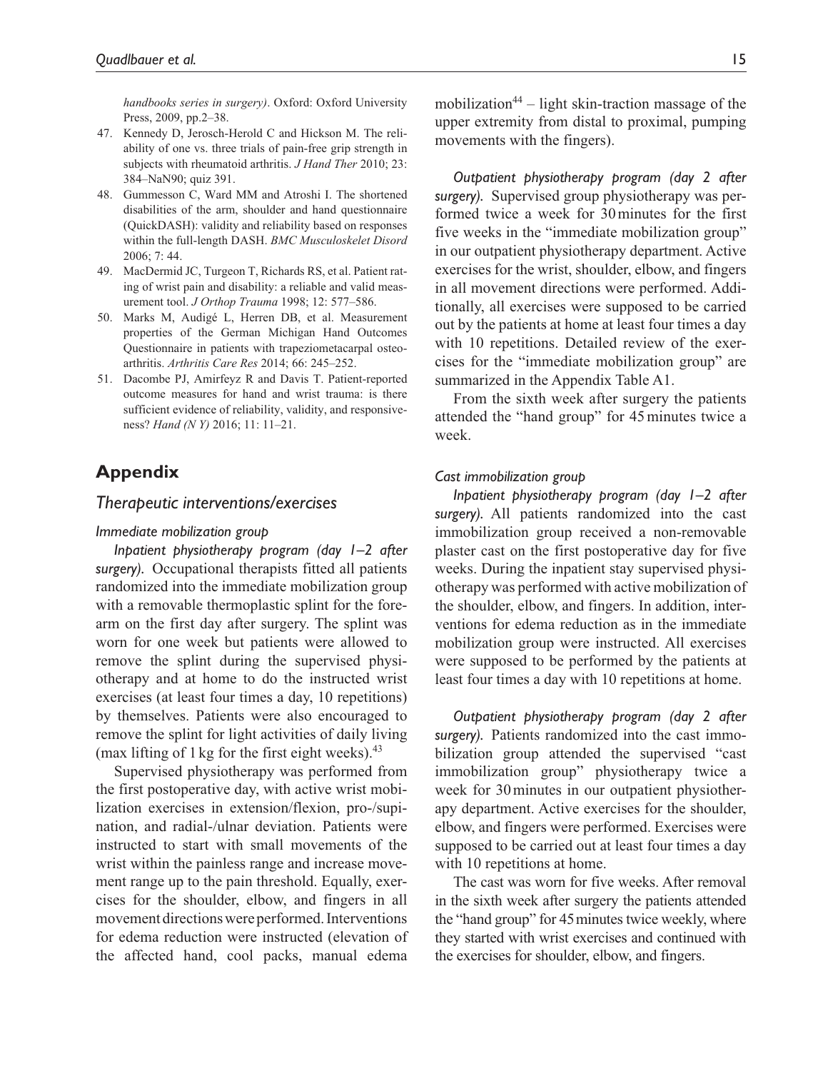*handbooks series in surgery)*. Oxford: Oxford University Press, 2009, pp.2–38.

47. Kennedy D, Jerosch-Herold C and Hickson M. The reliability of one vs. three trials of pain-free grip strength in subjects with rheumatoid arthritis. *J Hand Ther* 2010; 23: 384–NaN90; quiz 391.
48. Gummesson C, Ward MM and Atroshi I. The shortened disabilities of the arm, shoulder and hand questionnaire (QuickDASH): validity and reliability based on responses within the full-length DASH. *BMC Musculoskelet Disord* 2006; 7: 44.
49. MacDermid JC, Turgeon T, Richards RS, et al. Patient rating of wrist pain and disability: a reliable and valid measurement tool. *J Orthop Trauma* 1998; 12: 577–586.
50. Marks M, Audigé L, Herren DB, et al. Measurement properties of the German Michigan Hand Outcomes Questionnaire in patients with trapeziometacarpal osteoarthritis. *Arthritis Care Res* 2014; 66: 245–252.
51. Dacombe PJ, Amirfeyz R and Davis T. Patient-reported outcome measures for hand and wrist trauma: is there sufficient evidence of reliability, validity, and responsiveness? *Hand (N Y)* 2016; 11: 11–21.

## Appendix

### Therapeutic interventions/exercises

#### Immediate mobilization group

*Inpatient physiotherapy program (day 1–2 after surgery).* Occupational therapists fitted all patients randomized into the immediate mobilization group with a removable thermoplastic splint for the forearm on the first day after surgery. The splint was worn for one week but patients were allowed to remove the splint during the supervised physiotherapy and at home to do the instructed wrist exercises (at least four times a day, 10 repetitions) by themselves. Patients were also encouraged to remove the splint for light activities of daily living (max lifting of 1 kg for the first eight weeks).[43]

Supervised physiotherapy was performed from the first postoperative day, with active wrist mobilization exercises in extension/flexion, pro-/supination, and radial-/ulnar deviation. Patients were instructed to start with small movements of the wrist within the painless range and increase movement range up to the pain threshold. Equally, exercises for the shoulder, elbow, and fingers in all movement directions were performed. Interventions for edema reduction were instructed (elevation of the affected hand, cool packs, manual edema mobilization[44] – light skin-traction massage of the upper extremity from distal to proximal, pumping movements with the fingers).

*Outpatient physiotherapy program (day 2 after surgery).* Supervised group physiotherapy was performed twice a week for 30 minutes for the first five weeks in the "immediate mobilization group" in our outpatient physiotherapy department. Active exercises for the wrist, shoulder, elbow, and fingers in all movement directions were performed. Additionally, all exercises were supposed to be carried out by the patients at home at least four times a day with 10 repetitions. Detailed review of the exercises for the "immediate mobilization group" are summarized in the Appendix Table A1.

From the sixth week after surgery the patients attended the "hand group" for 45 minutes twice a week.

#### Cast immobilization group

*Inpatient physiotherapy program (day 1–2 after surgery).* All patients randomized into the cast immobilization group received a non-removable plaster cast on the first postoperative day for five weeks. During the inpatient stay supervised physiotherapy was performed with active mobilization of the shoulder, elbow, and fingers. In addition, interventions for edema reduction as in the immediate mobilization group were instructed. All exercises were supposed to be performed by the patients at least four times a day with 10 repetitions at home.

*Outpatient physiotherapy program (day 2 after surgery).* Patients randomized into the cast immobilization group attended the supervised "cast immobilization group" physiotherapy twice a week for 30 minutes in our outpatient physiotherapy department. Active exercises for the shoulder, elbow, and fingers were performed. Exercises were supposed to be carried out at least four times a day with 10 repetitions at home.

The cast was worn for five weeks. After removal in the sixth week after surgery the patients attended the "hand group" for 45 minutes twice weekly, where they started with wrist exercises and continued with the exercises for shoulder, elbow, and fingers.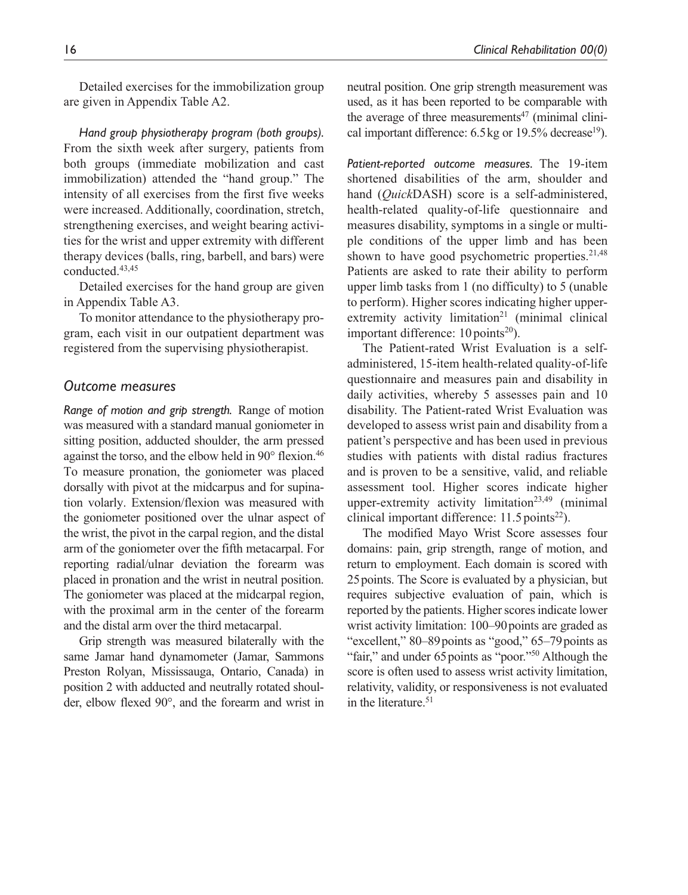Detailed exercises for the immobilization group are given in Appendix Table A2.

*Hand group physiotherapy program (both groups).* From the sixth week after surgery, patients from both groups (immediate mobilization and cast immobilization) attended the "hand group." The intensity of all exercises from the first five weeks were increased. Additionally, coordination, stretch, strengthening exercises, and weight bearing activities for the wrist and upper extremity with different therapy devices (balls, ring, barbell, and bars) were conducted.[43,45]

Detailed exercises for the hand group are given in Appendix Table A3.

To monitor attendance to the physiotherapy program, each visit in our outpatient department was registered from the supervising physiotherapist.

## Outcome measures

*Range of motion and grip strength.* Range of motion was measured with a standard manual goniometer in sitting position, adducted shoulder, the arm pressed against the torso, and the elbow held in 90° flexion.[46] To measure pronation, the goniometer was placed dorsally with pivot at the midcarpus and for supination volarly. Extension/flexion was measured with the goniometer positioned over the ulnar aspect of the wrist, the pivot in the carpal region, and the distal arm of the goniometer over the fifth metacarpal. For reporting radial/ulnar deviation the forearm was placed in pronation and the wrist in neutral position. The goniometer was placed at the midcarpal region, with the proximal arm in the center of the forearm and the distal arm over the third metacarpal.

Grip strength was measured bilaterally with the same Jamar hand dynamometer (Jamar, Sammons Preston Rolyan, Mississauga, Ontario, Canada) in position 2 with adducted and neutrally rotated shoulder, elbow flexed 90°, and the forearm and wrist in neutral position. One grip strength measurement was used, as it has been reported to be comparable with the average of three measurements[47] (minimal clinical important difference: 6.5 kg or 19.5% decrease[19]).

*Patient-reported outcome measures.* The 19-item shortened disabilities of the arm, shoulder and hand (*Quick*DASH) score is a self-administered, health-related quality-of-life questionnaire and measures disability, symptoms in a single or multiple conditions of the upper limb and has been shown to have good psychometric properties.[21,48] Patients are asked to rate their ability to perform upper limb tasks from 1 (no difficulty) to 5 (unable to perform). Higher scores indicating higher upper-extremity activity limitation[21] (minimal clinical important difference: 10 points[20]).

The Patient-rated Wrist Evaluation is a self-administered, 15-item health-related quality-of-life questionnaire and measures pain and disability in daily activities, whereby 5 assesses pain and 10 disability. The Patient-rated Wrist Evaluation was developed to assess wrist pain and disability from a patient's perspective and has been used in previous studies with patients with distal radius fractures and is proven to be a sensitive, valid, and reliable assessment tool. Higher scores indicate higher upper-extremity activity limitation[23,49] (minimal clinical important difference: 11.5 points[22]).

The modified Mayo Wrist Score assesses four domains: pain, grip strength, range of motion, and return to employment. Each domain is scored with 25 points. The Score is evaluated by a physician, but requires subjective evaluation of pain, which is reported by the patients. Higher scores indicate lower wrist activity limitation: 100–90 points are graded as "excellent," 80–89 points as "good," 65–79 points as "fair," and under 65 points as "poor."[50] Although the score is often used to assess wrist activity limitation, relativity, validity, or responsiveness is not evaluated in the literature.[51]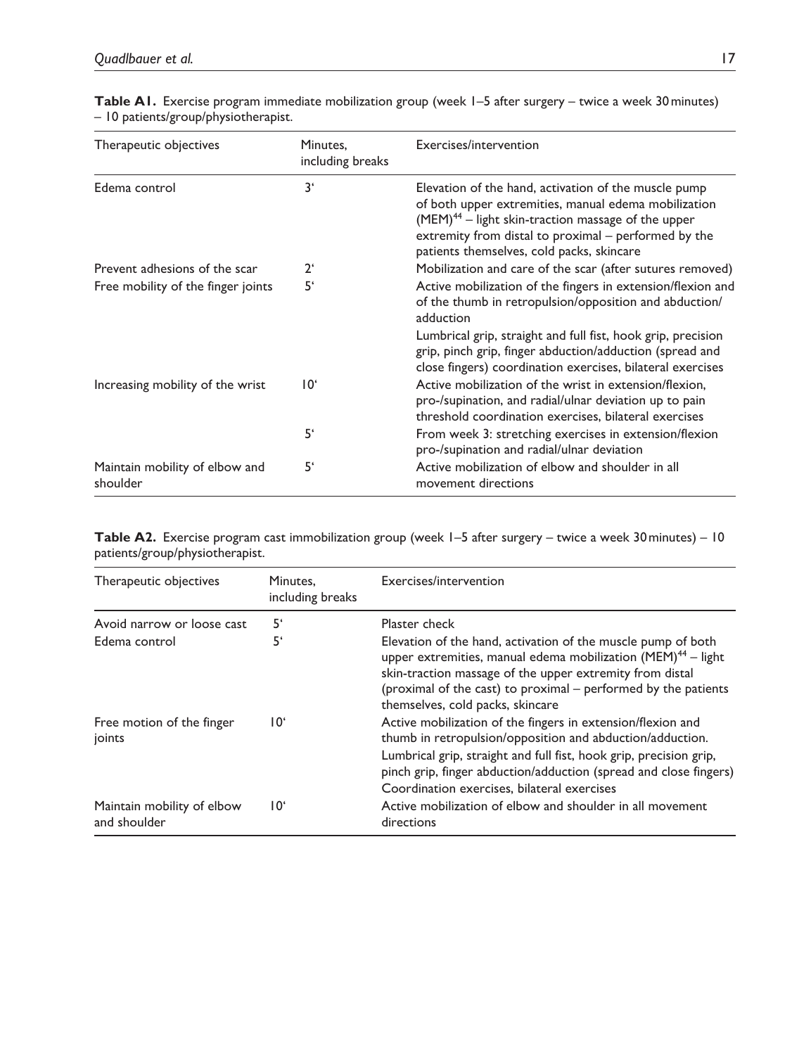**Table A1.** Exercise program immediate mobilization group (week 1–5 after surgery – twice a week 30 minutes) – 10 patients/group/physiotherapist.

| Therapeutic objectives | Minutes, including breaks | Exercises/intervention |
|---|---|---|
| Edema control | 3‘ | Elevation of the hand, activation of the muscle pump of both upper extremities, manual edema mobilization (MEM)[44] – light skin-traction massage of the upper extremity from distal to proximal – performed by the patients themselves, cold packs, skincare |
| Prevent adhesions of the scar | 2‘ | Mobilization and care of the scar (after sutures removed) |
| Free mobility of the finger joints | 5‘ | Active mobilization of the fingers in extension/flexion and of the thumb in retropulsion/opposition and abduction/adduction<br>Lumbrical grip, straight and full fist, hook grip, precision grip, pinch grip, finger abduction/adduction (spread and close fingers) coordination exercises, bilateral exercises |
| Increasing mobility of the wrist | 10‘ | Active mobilization of the wrist in extension/flexion, pro-/supination, and radial/ulnar deviation up to pain threshold coordination exercises, bilateral exercises |
| | 5‘ | From week 3: stretching exercises in extension/flexion pro-/supination and radial/ulnar deviation |
| Maintain mobility of elbow and shoulder | 5‘ | Active mobilization of elbow and shoulder in all movement directions |

**Table A2.** Exercise program cast immobilization group (week 1–5 after surgery – twice a week 30 minutes) – 10 patients/group/physiotherapist.

| Therapeutic objectives | Minutes, including breaks | Exercises/intervention |
|---|---|---|
| Avoid narrow or loose cast | 5‘ | Plaster check |
| Edema control | 5‘ | Elevation of the hand, activation of the muscle pump of both upper extremities, manual edema mobilization (MEM)[44] – light skin-traction massage of the upper extremity from distal (proximal of the cast) to proximal – performed by the patients themselves, cold packs, skincare |
| Free motion of the finger joints | 10‘ | Active mobilization of the fingers in extension/flexion and thumb in retropulsion/opposition and abduction/adduction.<br>Lumbrical grip, straight and full fist, hook grip, precision grip, pinch grip, finger abduction/adduction (spread and close fingers) Coordination exercises, bilateral exercises |
| Maintain mobility of elbow and shoulder | 10‘ | Active mobilization of elbow and shoulder in all movement directions |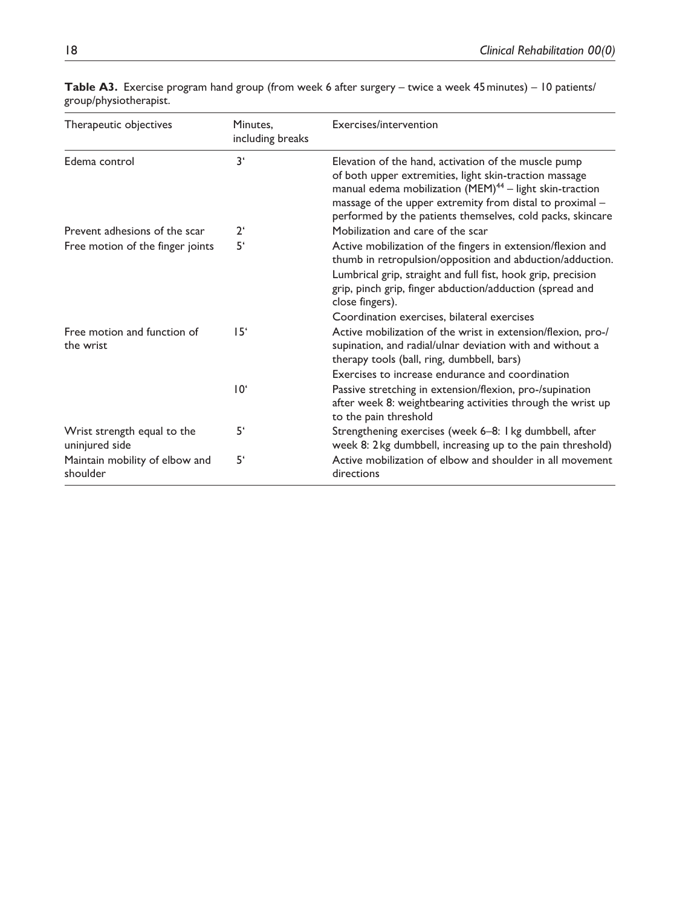**Table A3.** Exercise program hand group (from week 6 after surgery – twice a week 45 minutes) – 10 patients/group/physiotherapist.

| Therapeutic objectives | Minutes, including breaks | Exercises/intervention |
|---|---|---|
| Edema control | 3‘ | Elevation of the hand, activation of the muscle pump of both upper extremities, light skin-traction massage manual edema mobilization (MEM)[44] – light skin-traction massage of the upper extremity from distal to proximal – performed by the patients themselves, cold packs, skincare |
| Prevent adhesions of the scar | 2‘ | Mobilization and care of the scar |
| Free motion of the finger joints | 5‘ | Active mobilization of the fingers in extension/flexion and thumb in retropulsion/opposition and abduction/adduction. Lumbrical grip, straight and full fist, hook grip, precision grip, pinch grip, finger abduction/adduction (spread and close fingers). Coordination exercises, bilateral exercises |
| Free motion and function of the wrist | 15‘ | Active mobilization of the wrist in extension/flexion, pro-/supination, and radial/ulnar deviation with and without a therapy tools (ball, ring, dumbbell, bars) Exercises to increase endurance and coordination |
| | 10‘ | Passive stretching in extension/flexion, pro-/supination after week 8: weightbearing activities through the wrist up to the pain threshold |
| Wrist strength equal to the uninjured side | 5‘ | Strengthening exercises (week 6–8: 1 kg dumbbell, after week 8: 2 kg dumbbell, increasing up to the pain threshold) |
| Maintain mobility of elbow and shoulder | 5‘ | Active mobilization of elbow and shoulder in all movement directions |